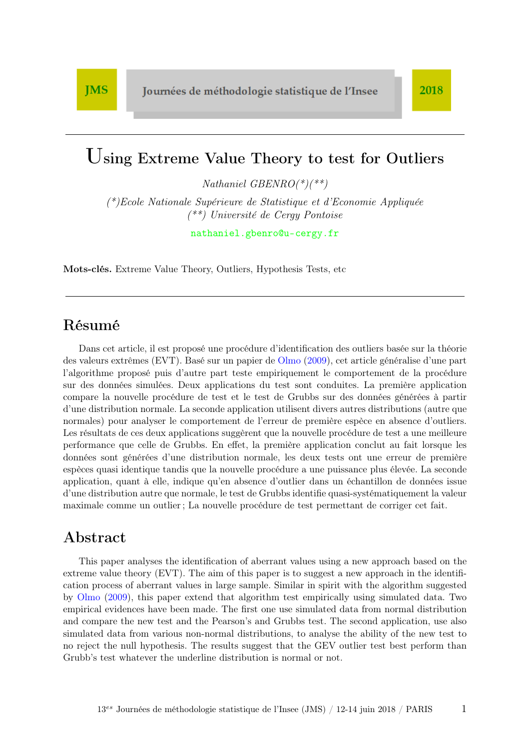JMS | Journées de méthodologie statistique de l'Insee | 2018

# Using Extreme Value Theory to test for Outliers

*Nathaniel GBENRO(\*)(\*\*)*

*(\*)Ecole Nationale Supérieure de Statistique et d'Economie Appliquée*
*(\*\*) Université de Cergy Pontoise*

nathaniel.gbenro@u-cergy.fr

**Mots-clés.** Extreme Value Theory, Outliers, Hypothesis Tests, etc

## Résumé

Dans cet article, il est proposé une procédure d'identification des outliers basée sur la théorie des valeurs extrêmes (EVT). Basé sur un papier de Olmo (2009), cet article généralise d'une part l'algorithme proposé puis d'autre part teste empiriquement le comportement de la procédure sur des données simulées. Deux applications du test sont conduites. La première application compare la nouvelle procédure de test et le test de Grubbs sur des données générées à partir d'une distribution normale. La seconde application utilisent divers autres distributions (autre que normales) pour analyser le comportement de l'erreur de première espèce en absence d'outliers. Les résultats de ces deux applications suggèrent que la nouvelle procédure de test a une meilleure performance que celle de Grubbs. En effet, la première application conclut au fait lorsque les données sont générées d'une distribution normale, les deux tests ont une erreur de première espèces quasi identique tandis que la nouvelle procédure a une puissance plus élevée. La seconde application, quant à elle, indique qu'en absence d'outlier dans un échantillon de données issue d'une distribution autre que normale, le test de Grubbs identifie quasi-systématiquement la valeur maximale comme un outlier ; La nouvelle procédure de test permettant de corriger cet fait.

## Abstract

This paper analyses the identification of aberrant values using a new approach based on the extreme value theory (EVT). The aim of this paper is to suggest a new approach in the identification process of aberrant values in large sample. Similar in spirit with the algorithm suggested by Olmo (2009), this paper extend that algorithm test empirically using simulated data. Two empirical evidences have been made. The first one use simulated data from normal distribution and compare the new test and the Pearson's and Grubbs test. The second application, use also simulated data from various non-normal distributions, to analyse the ability of the new test to no reject the null hypothesis. The results suggest that the GEV outlier test best perform than Grubb's test whatever the underline distribution is normal or not.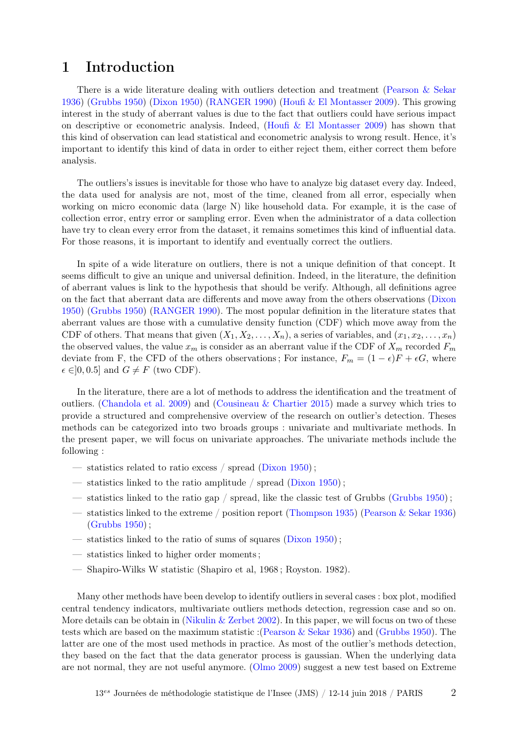# 1 Introduction

There is a wide literature dealing with outliers detection and treatment (Pearson & Sekar 1936) (Grubbs 1950) (Dixon 1950) (RANGER 1990) (Houfi & El Montasser 2009). This growing interest in the study of aberrant values is due to the fact that outliers could have serious impact on descriptive or econometric analysis. Indeed, (Houfi & El Montasser 2009) has shown that this kind of observation can lead statistical and econometric analysis to wrong result. Hence, it's important to identify this kind of data in order to either reject them, either correct them before analysis.

The outliers's issues is inevitable for those who have to analyze big dataset every day. Indeed, the data used for analysis are not, most of the time, cleaned from all error, especially when working on micro economic data (large N) like household data. For example, it is the case of collection error, entry error or sampling error. Even when the administrator of a data collection have try to clean every error from the dataset, it remains sometimes this kind of influential data. For those reasons, it is important to identify and eventually correct the outliers.

In spite of a wide literature on outliers, there is not a unique definition of that concept. It seems difficult to give an unique and universal definition. Indeed, in the literature, the definition of aberrant values is link to the hypothesis that should be verify. Although, all definitions agree on the fact that aberrant data are differents and move away from the others observations (Dixon 1950) (Grubbs 1950) (RANGER 1990). The most popular definition in the literature states that aberrant values are those with a cumulative density function (CDF) which move away from the CDF of others. That means that given $(X_1, X_2, \ldots, X_n)$, a series of variables, and $(x_1, x_2, \ldots, x_n)$ the observed values, the value $x_m$ is consider as an aberrant value if the CDF of $X_m$ recorded $F_m$ deviate from F, the CFD of the others observations ; For instance, $F_m = (1-\epsilon)F + \epsilon G$, where $\epsilon \in ]0, 0.5]$ and $G \neq F$ (two CDF).

In the literature, there are a lot of methods to address the identification and the treatment of outliers. (Chandola et al. 2009) and (Cousineau & Chartier 2015) made a survey which tries to provide a structured and comprehensive overview of the research on outlier's detection. Theses methods can be categorized into two broads groups : univariate and multivariate methods. In the present paper, we will focus on univariate approaches. The univariate methods include the following :

- statistics related to ratio excess / spread (Dixon 1950) ;
- statistics linked to the ratio amplitude / spread (Dixon 1950) ;
- statistics linked to the ratio gap / spread, like the classic test of Grubbs (Grubbs 1950) ;
- statistics linked to the extreme / position report (Thompson 1935) (Pearson & Sekar 1936) (Grubbs 1950) ;
- statistics linked to the ratio of sums of squares (Dixon 1950) ;
- statistics linked to higher order moments ;
- Shapiro-Wilks W statistic (Shapiro et al, 1968 ; Royston. 1982).

Many other methods have been develop to identify outliers in several cases : box plot, modified central tendency indicators, multivariate outliers methods detection, regression case and so on. More details can be obtain in (Nikulin & Zerbet 2002). In this paper, we will focus on two of these tests which are based on the maximum statistic :(Pearson & Sekar 1936) and (Grubbs 1950). The latter are one of the most used methods in practice. As most of the outlier's methods detection, they based on the fact that the data generator process is gaussian. When the underlying data are not normal, they are not useful anymore. (Olmo 2009) suggest a new test based on Extreme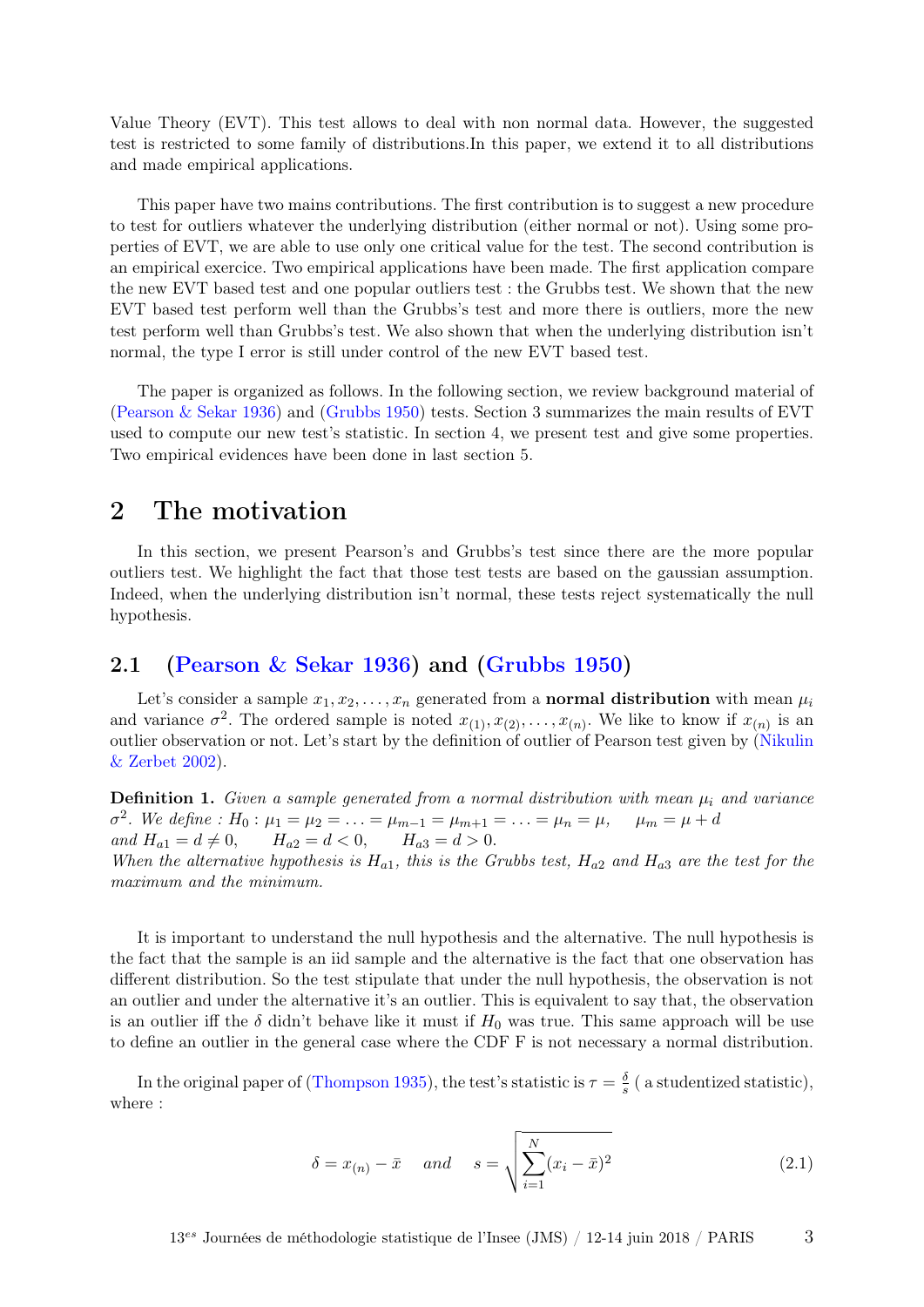Value Theory (EVT). This test allows to deal with non normal data. However, the suggested test is restricted to some family of distributions.In this paper, we extend it to all distributions and made empirical applications.

This paper have two mains contributions. The first contribution is to suggest a new procedure to test for outliers whatever the underlying distribution (either normal or not). Using some properties of EVT, we are able to use only one critical value for the test. The second contribution is an empirical exercice. Two empirical applications have been made. The first application compare the new EVT based test and one popular outliers test : the Grubbs test. We shown that the new EVT based test perform well than the Grubbs's test and more there is outliers, more the new test perform well than Grubbs's test. We also shown that when the underlying distribution isn't normal, the type I error is still under control of the new EVT based test.

The paper is organized as follows. In the following section, we review background material of (Pearson & Sekar 1936) and (Grubbs 1950) tests. Section 3 summarizes the main results of EVT used to compute our new test's statistic. In section 4, we present test and give some properties. Two empirical evidences have been done in last section 5.

# 2 The motivation

In this section, we present Pearson's and Grubbs's test since there are the more popular outliers test. We highlight the fact that those test tests are based on the gaussian assumption. Indeed, when the underlying distribution isn't normal, these tests reject systematically the null hypothesis.

## 2.1 (Pearson & Sekar 1936) and (Grubbs 1950)

Let's consider a sample $x_1, x_2, \ldots, x_n$ generated from a **normal distribution** with mean $\mu_i$ and variance $\sigma^2$. The ordered sample is noted $x_{(1)}, x_{(2)}, \ldots, x_{(n)}$. We like to know if $x_{(n)}$ is an outlier observation or not. Let's start by the definition of outlier of Pearson test given by (Nikulin & Zerbet 2002).

**Definition 1.** *Given a sample generated from a normal distribution with mean $\mu_i$ and variance $\sigma^2$. We define : $H_0 : \mu_1 = \mu_2 = \ldots = \mu_{m-1} = \mu_{m+1} = \ldots = \mu_n = \mu, \quad \mu_m = \mu + d$ and $H_{a1} = d \neq 0, \quad H_{a2} = d < 0, \quad H_{a3} = d > 0$.*
*When the alternative hypothesis is $H_{a1}$, this is the Grubbs test, $H_{a2}$ and $H_{a3}$ are the test for the maximum and the minimum.*

It is important to understand the null hypothesis and the alternative. The null hypothesis is the fact that the sample is an iid sample and the alternative is the fact that one observation has different distribution. So the test stipulate that under the null hypothesis, the observation is not an outlier and under the alternative it's an outlier. This is equivalent to say that, the observation is an outlier iff the $\delta$ didn't behave like it must if $H_0$ was true. This same approach will be use to define an outlier in the general case where the CDF F is not necessary a normal distribution.

In the original paper of (Thompson 1935), the test's statistic is $\tau = \frac{\delta}{s}$ ( a studentized statistic), where :

$$\delta = x_{(n)} - \bar{x} \quad \textit{and} \quad s = \sqrt{\sum_{i=1}^{N}(x_i - \bar{x})^2} \tag{2.1}$$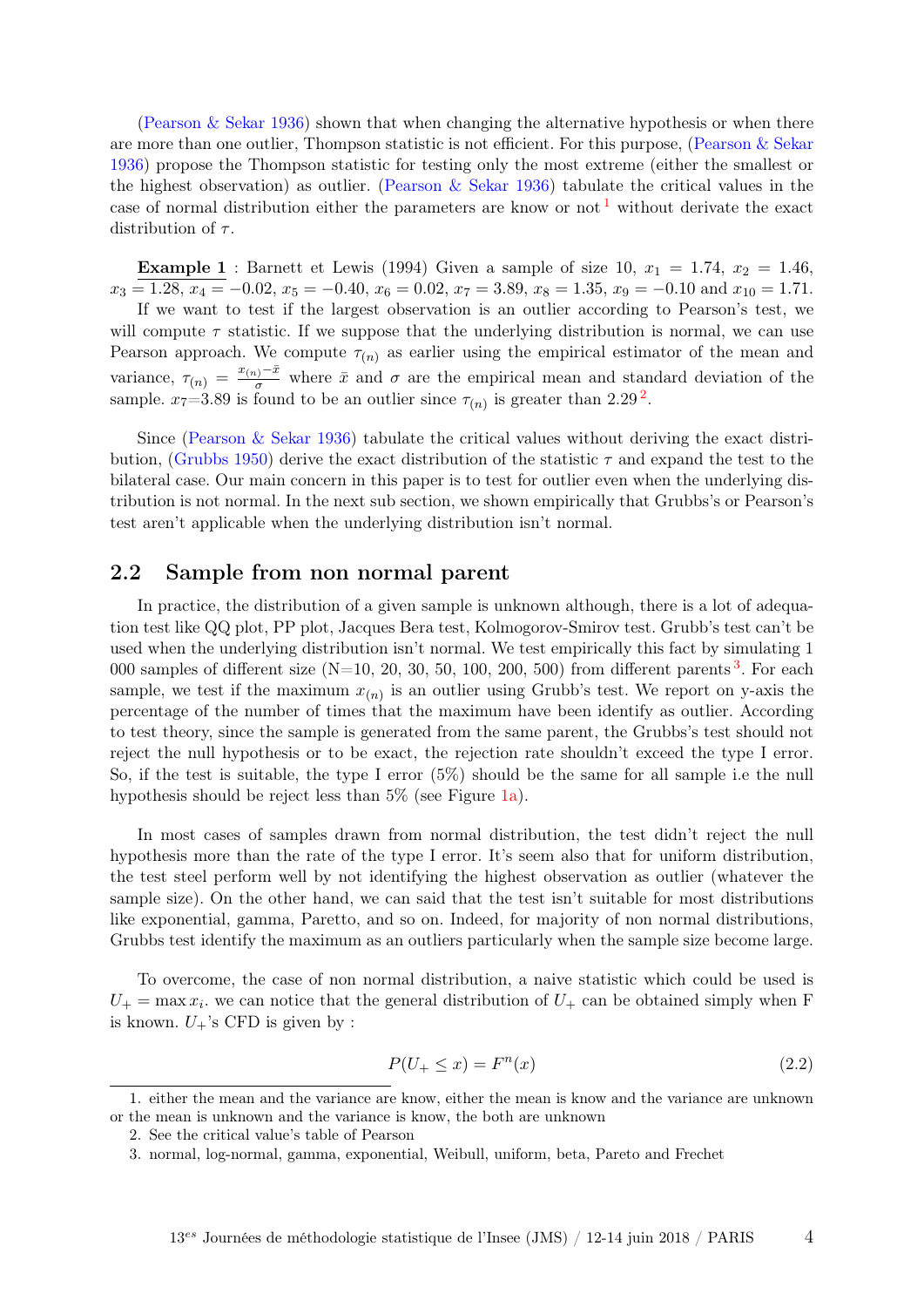(Pearson & Sekar 1936) shown that when changing the alternative hypothesis or when there are more than one outlier, Thompson statistic is not efficient. For this purpose, (Pearson & Sekar 1936) propose the Thompson statistic for testing only the most extreme (either the smallest or the highest observation) as outlier. (Pearson & Sekar 1936) tabulate the critical values in the case of normal distribution either the parameters are know or not [1] without derivate the exact distribution of $\tau$.

**Example 1** : Barnett et Lewis (1994) Given a sample of size 10, $x_1 = 1.74$, $x_2 = 1.46$, $x_3 = 1.28$, $x_4 = -0.02$, $x_5 = -0.40$, $x_6 = 0.02$, $x_7 = 3.89$, $x_8 = 1.35$, $x_9 = -0.10$ and $x_{10} = 1.71$.

If we want to test if the largest observation is an outlier according to Pearson's test, we will compute $\tau$ statistic. If we suppose that the underlying distribution is normal, we can use Pearson approach. We compute $\tau_{(n)}$ as earlier using the empirical estimator of the mean and variance, $\tau_{(n)} = \frac{x_{(n)}-\bar{x}}{\sigma}$ where $\bar{x}$ and $\sigma$ are the empirical mean and standard deviation of the sample. $x_7$=3.89 is found to be an outlier since $\tau_{(n)}$ is greater than 2.29 [2].

Since (Pearson & Sekar 1936) tabulate the critical values without deriving the exact distribution, (Grubbs 1950) derive the exact distribution of the statistic $\tau$ and expand the test to the bilateral case. Our main concern in this paper is to test for outlier even when the underlying distribution is not normal. In the next sub section, we shown empirically that Grubbs's or Pearson's test aren't applicable when the underlying distribution isn't normal.

## 2.2 Sample from non normal parent

In practice, the distribution of a given sample is unknown although, there is a lot of adequation test like QQ plot, PP plot, Jacques Bera test, Kolmogorov-Smirov test. Grubb's test can't be used when the underlying distribution isn't normal. We test empirically this fact by simulating 1 000 samples of different size (N=10, 20, 30, 50, 100, 200, 500) from different parents [3]. For each sample, we test if the maximum $x_{(n)}$ is an outlier using Grubb's test. We report on y-axis the percentage of the number of times that the maximum have been identify as outlier. According to test theory, since the sample is generated from the same parent, the Grubbs's test should not reject the null hypothesis or to be exact, the rejection rate shouldn't exceed the type I error. So, if the test is suitable, the type I error (5%) should be the same for all sample i.e the null hypothesis should be reject less than 5% (see Figure 1a).

In most cases of samples drawn from normal distribution, the test didn't reject the null hypothesis more than the rate of the type I error. It's seem also that for uniform distribution, the test steel perform well by not identifying the highest observation as outlier (whatever the sample size). On the other hand, we can said that the test isn't suitable for most distributions like exponential, gamma, Paretto, and so on. Indeed, for majority of non normal distributions, Grubbs test identify the maximum as an outliers particularly when the sample size become large.

To overcome, the case of non normal distribution, a naive statistic which could be used is $U_+ = \max x_i$. we can notice that the general distribution of $U_+$ can be obtained simply when F is known. $U_+$'s CFD is given by :

$$P(U_+ \leq x) = F^n(x) \tag{2.2}$$

---

1. either the mean and the variance are know, either the mean is know and the variance are unknown or the mean is unknown and the variance is know, the both are unknown
2. See the critical value's table of Pearson
3. normal, log-normal, gamma, exponential, Weibull, uniform, beta, Pareto and Frechet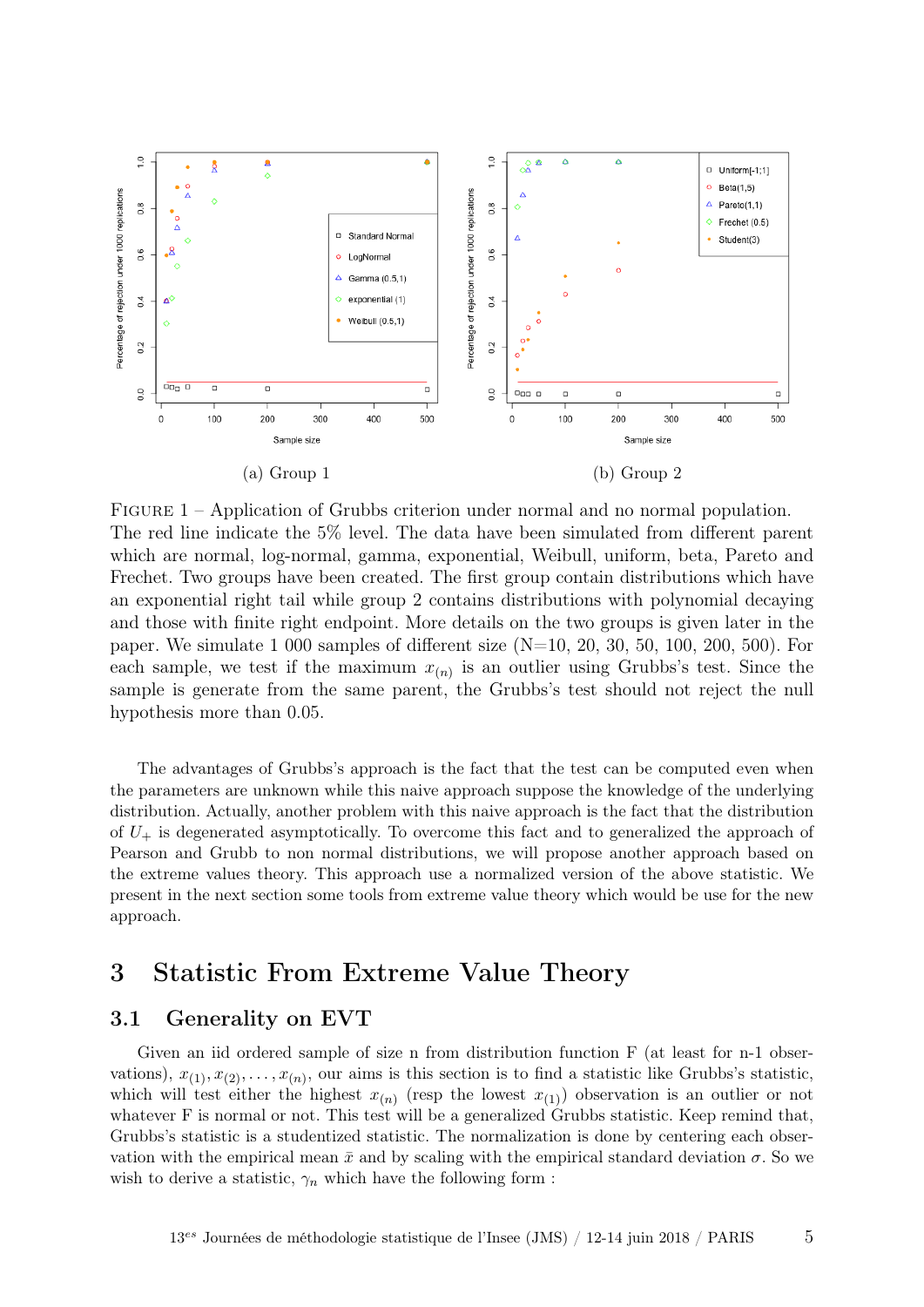(a) Group 1

(b) Group 2

FIGURE 1 – Application of Grubbs criterion under normal and no normal population. The red line indicate the 5% level. The data have been simulated from different parent which are normal, log-normal, gamma, exponential, Weibull, uniform, beta, Pareto and Frechet. Two groups have been created. The first group contain distributions which have an exponential right tail while group 2 contains distributions with polynomial decaying and those with finite right endpoint. More details on the two groups is given later in the paper. We simulate 1 000 samples of different size (N=10, 20, 30, 50, 100, 200, 500). For each sample, we test if the maximum $x_{(n)}$ is an outlier using Grubbs's test. Since the sample is generate from the same parent, the Grubbs's test should not reject the null hypothesis more than 0.05.

The advantages of Grubbs's approach is the fact that the test can be computed even when the parameters are unknown while this naive approach suppose the knowledge of the underlying distribution. Actually, another problem with this naive approach is the fact that the distribution of $U_+$ is degenerated asymptotically. To overcome this fact and to generalized the approach of Pearson and Grubb to non normal distributions, we will propose another approach based on the extreme values theory. This approach use a normalized version of the above statistic. We present in the next section some tools from extreme value theory which would be use for the new approach.

# 3 Statistic From Extreme Value Theory

## 3.1 Generality on EVT

Given an iid ordered sample of size n from distribution function F (at least for n-1 observations), $x_{(1)}, x_{(2)}, \ldots, x_{(n)}$, our aims is this section is to find a statistic like Grubbs's statistic, which will test either the highest $x_{(n)}$ (resp the lowest $x_{(1)}$) observation is an outlier or not whatever F is normal or not. This test will be a generalized Grubbs statistic. Keep remind that, Grubbs's statistic is a studentized statistic. The normalization is done by centering each observation with the empirical mean $\bar{x}$ and by scaling with the empirical standard deviation $\sigma$. So we wish to derive a statistic, $\gamma_n$ which have the following form :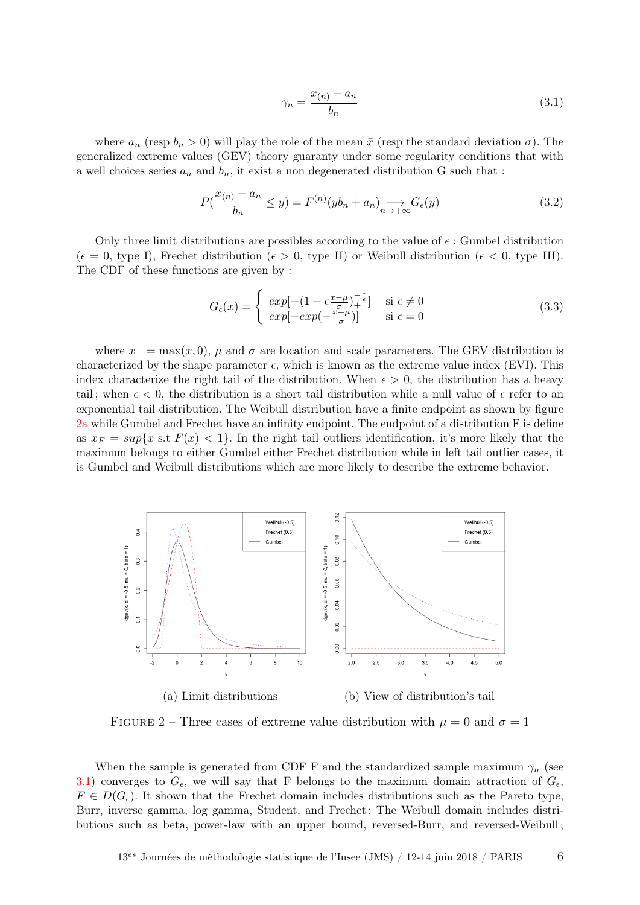$$\gamma_n = \frac{x_{(n)} - a_n}{b_n} \tag{3.1}$$

where $a_n$ (resp $b_n > 0$) will play the role of the mean $\bar{x}$ (resp the standard deviation $\sigma$). The generalized extreme values (GEV) theory guaranty under some regularity conditions that with a well choices series $a_n$ and $b_n$, it exist a non degenerated distribution G such that :

$$P(\frac{x_{(n)} - a_n}{b_n} \leq y) = F^{(n)}(yb_n + a_n) \underset{n \to +\infty}{\longrightarrow} G_\epsilon(y) \tag{3.2}$$

Only three limit distributions are possibles according to the value of $\epsilon$ : Gumbel distribution ($\epsilon = 0$, type I), Frechet distribution ($\epsilon > 0$, type II) or Weibull distribution ($\epsilon < 0$, type III). The CDF of these functions are given by :

$$G_\epsilon(x) = \begin{cases} exp[-(1 + \epsilon \frac{x-\mu}{\sigma})_+^{-\frac{1}{\epsilon}}] & \text{si } \epsilon \neq 0 \\ exp[-exp(-\frac{x-\mu}{\sigma})] & \text{si } \epsilon = 0 \end{cases} \tag{3.3}$$

where $x_+ = \max(x, 0)$, $\mu$ and $\sigma$ are location and scale parameters. The GEV distribution is characterized by the shape parameter $\epsilon$, which is known as the extreme value index (EVI). This index characterize the right tail of the distribution. When $\epsilon > 0$, the distribution has a heavy tail ; when $\epsilon < 0$, the distribution is a short tail distribution while a null value of $\epsilon$ refer to an exponential tail distribution. The Weibull distribution have a finite endpoint as shown by figure 2a while Gumbel and Frechet have an infinity endpoint. The endpoint of a distribution F is define as $x_F = sup\{x \text{ s.t } F(x) < 1\}$. In the right tail outliers identification, it's more likely that the maximum belongs to either Gumbel either Frechet distribution while in left tail outlier cases, it is Gumbel and Weibull distributions which are more likely to describe the extreme behavior.

(a) Limit distributions

(b) View of distribution's tail

FIGURE 2 – Three cases of extreme value distribution with $\mu = 0$ and $\sigma = 1$

When the sample is generated from CDF F and the standardized sample maximum $\gamma_n$ (see 3.1) converges to $G_\epsilon$, we will say that F belongs to the maximum domain attraction of $G_\epsilon$, $F \in D(G_\epsilon)$. It shown that the Frechet domain includes distributions such as the Pareto type, Burr, inverse gamma, log gamma, Student, and Frechet ; The Weibull domain includes distributions such as beta, power-law with an upper bound, reversed-Burr, and reversed-Weibull ;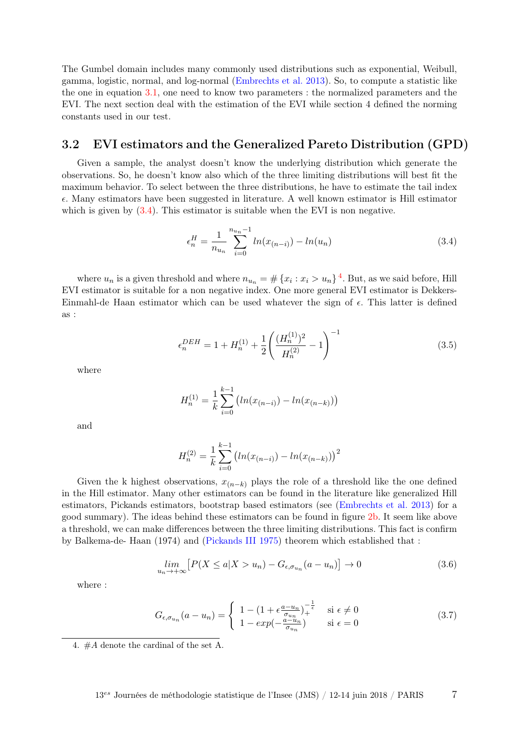The Gumbel domain includes many commonly used distributions such as exponential, Weibull, gamma, logistic, normal, and log-normal (Embrechts et al. 2013). So, to compute a statistic like the one in equation 3.1, one need to know two parameters : the normalized parameters and the EVI. The next section deal with the estimation of the EVI while section 4 defined the norming constants used in our test.

## 3.2 EVI estimators and the Generalized Pareto Distribution (GPD)

Given a sample, the analyst doesn't know the underlying distribution which generate the observations. So, he doesn't know also which of the three limiting distributions will best fit the maximum behavior. To select between the three distributions, he have to estimate the tail index $\epsilon$. Many estimators have been suggested in literature. A well known estimator is Hill estimator which is given by (3.4). This estimator is suitable when the EVI is non negative.

$$\epsilon_n^H = \frac{1}{n_{u_n}} \sum_{i=0}^{n_{u_n}-1} ln(x_{(n-i)}) - ln(u_n) \tag{3.4}$$

where $u_n$ is a given threshold and where $n_{u_n} = \# \{x_i : x_i > u_n\}$ [4]. But, as we said before, Hill EVI estimator is suitable for a non negative index. One more general EVI estimator is Dekkers-Einmahl-de Haan estimator which can be used whatever the sign of $\epsilon$. This latter is defined as :

$$\epsilon_n^{DEH} = 1 + H_n^{(1)} + \frac{1}{2}\left(\frac{(H_n^{(1)})^2}{H_n^{(2)}} - 1\right)^{-1} \tag{3.5}$$

where

$$H_n^{(1)} = \frac{1}{k}\sum_{i=0}^{k-1}\left(ln(x_{(n-i)}) - ln(x_{(n-k)})\right)$$

and

$$H_n^{(2)} = \frac{1}{k}\sum_{i=0}^{k-1}\left(ln(x_{(n-i)}) - ln(x_{(n-k)})\right)^2$$

Given the k highest observations, $x_{(n-k)}$ plays the role of a threshold like the one defined in the Hill estimator. Many other estimators can be found in the literature like generalized Hill estimators, Pickands estimators, bootstrap based estimators (see (Embrechts et al. 2013) for a good summary). The ideas behind these estimators can be found in figure 2b. It seem like above a threshold, we can make differences between the three limiting distributions. This fact is confirm by Balkema-de- Haan (1974) and (Pickands III 1975) theorem which established that :

$$\lim_{u_n \to +\infty}\left[P(X \leq a | X > u_n) - G_{\epsilon,\sigma_{u_n}}(a - u_n)\right] \to 0 \tag{3.6}$$

where :

$$G_{\epsilon,\sigma_{u_n}}(a - u_n) = \begin{cases} 1 - (1 + \epsilon\frac{a-u_n}{\sigma_{u_n}})_+^{-\frac{1}{\epsilon}} & \text{si } \epsilon \neq 0 \\ 1 - exp(-\frac{a-u_n}{\sigma_{u_n}}) & \text{si } \epsilon = 0 \end{cases} \tag{3.7}$$

4. $\#A$ denote the cardinal of the set A.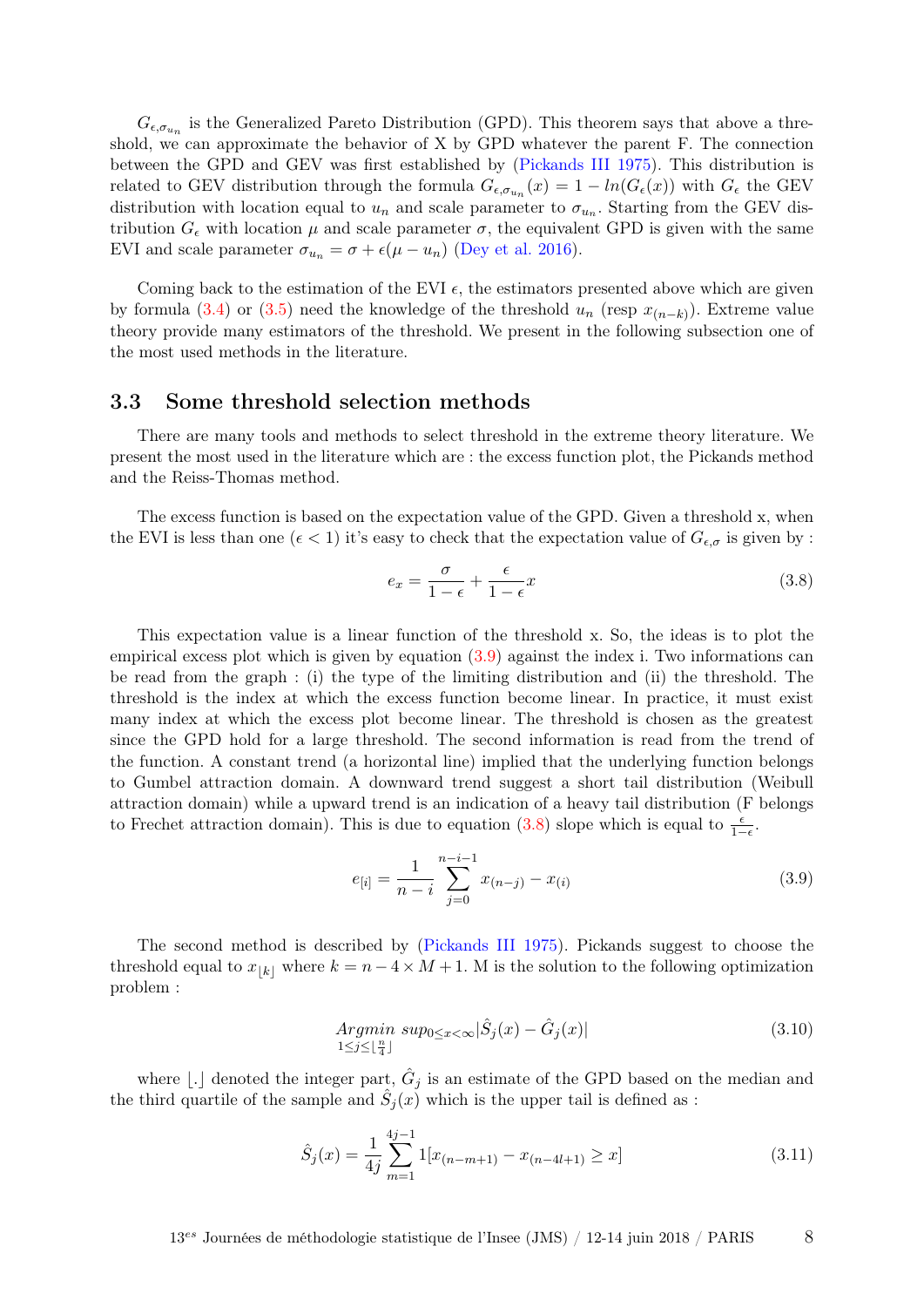$G_{\epsilon,\sigma_{u_n}}$ is the Generalized Pareto Distribution (GPD). This theorem says that above a threshold, we can approximate the behavior of X by GPD whatever the parent F. The connection between the GPD and GEV was first established by (Pickands III 1975). This distribution is related to GEV distribution through the formula $G_{\epsilon,\sigma_{u_n}}(x) = 1 - ln(G_\epsilon(x))$ with $G_\epsilon$ the GEV distribution with location equal to $u_n$ and scale parameter to $\sigma_{u_n}$. Starting from the GEV distribution $G_\epsilon$ with location $\mu$ and scale parameter $\sigma$, the equivalent GPD is given with the same EVI and scale parameter $\sigma_{u_n} = \sigma + \epsilon(\mu - u_n)$ (Dey et al. 2016).

Coming back to the estimation of the EVI $\epsilon$, the estimators presented above which are given by formula (3.4) or (3.5) need the knowledge of the threshold $u_n$ (resp $x_{(n-k)}$). Extreme value theory provide many estimators of the threshold. We present in the following subsection one of the most used methods in the literature.

## 3.3 Some threshold selection methods

There are many tools and methods to select threshold in the extreme theory literature. We present the most used in the literature which are : the excess function plot, the Pickands method and the Reiss-Thomas method.

The excess function is based on the expectation value of the GPD. Given a threshold x, when the EVI is less than one ($\epsilon < 1$) it's easy to check that the expectation value of $G_{\epsilon,\sigma}$ is given by :

$$e_x = \frac{\sigma}{1-\epsilon} + \frac{\epsilon}{1-\epsilon}x \tag{3.8}$$

This expectation value is a linear function of the threshold x. So, the ideas is to plot the empirical excess plot which is given by equation (3.9) against the index i. Two informations can be read from the graph : (i) the type of the limiting distribution and (ii) the threshold. The threshold is the index at which the excess function become linear. In practice, it must exist many index at which the excess plot become linear. The threshold is chosen as the greatest since the GPD hold for a large threshold. The second information is read from the trend of the function. A constant trend (a horizontal line) implied that the underlying function belongs to Gumbel attraction domain. A downward trend suggest a short tail distribution (Weibull attraction domain) while a upward trend is an indication of a heavy tail distribution (F belongs to Frechet attraction domain). This is due to equation (3.8) slope which is equal to $\frac{\epsilon}{1-\epsilon}$.

$$e_{[i]} = \frac{1}{n-i}\sum_{j=0}^{n-i-1} x_{(n-j)} - x_{(i)} \tag{3.9}$$

The second method is described by (Pickands III 1975). Pickands suggest to choose the threshold equal to $x_{\lfloor k \rfloor}$ where $k = n - 4 \times M + 1$. M is the solution to the following optimization problem :

$$\underset{1 \le j \le \lfloor \frac{n}{4} \rfloor}{Argmin}\ sup_{0 \le x < \infty}|\hat{S}_j(x) - \hat{G}_j(x)| \tag{3.10}$$

where $\lfloor . \rfloor$ denoted the integer part, $\hat{G}_j$ is an estimate of the GPD based on the median and the third quartile of the sample and $\hat{S}_j(x)$ which is the upper tail is defined as :

$$\hat{S}_j(x) = \frac{1}{4j}\sum_{m=1}^{4j-1} 1[x_{(n-m+1)} - x_{(n-4l+1)} \ge x] \tag{3.11}$$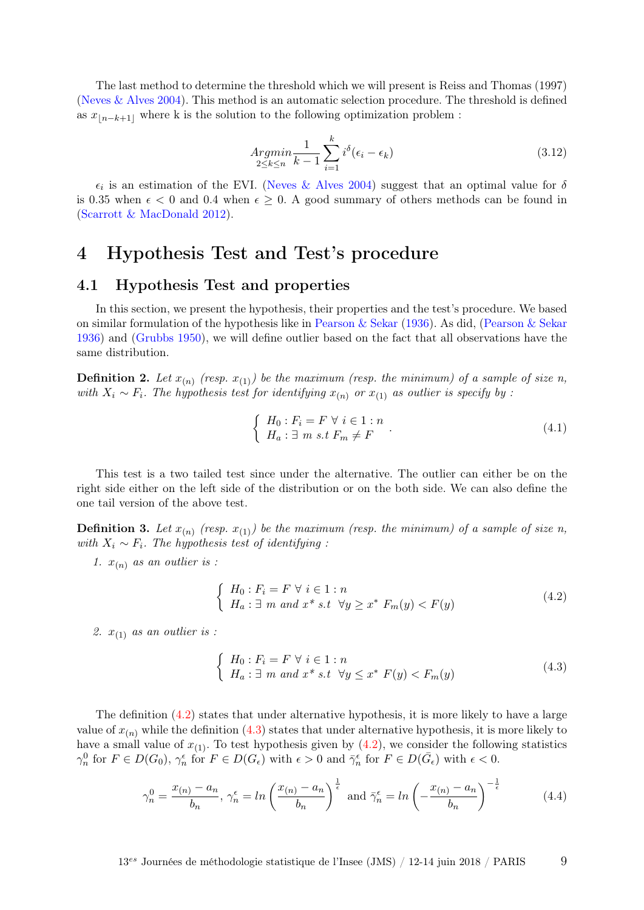The last method to determine the threshold which we will present is Reiss and Thomas (1997) (Neves & Alves 2004). This method is an automatic selection procedure. The threshold is defined as $x_{\lfloor n-k+1 \rfloor}$ where k is the solution to the following optimization problem :

$$\underset{2 \leq k \leq n}{Argmin} \frac{1}{k-1} \sum_{i=1}^{k} i^{\delta} (\epsilon_i - \epsilon_k) \tag{3.12}$$

$\epsilon_i$ is an estimation of the EVI. (Neves & Alves 2004) suggest that an optimal value for $\delta$ is 0.35 when $\epsilon < 0$ and 0.4 when $\epsilon \geq 0$. A good summary of others methods can be found in (Scarrott & MacDonald 2012).

# 4 Hypothesis Test and Test's procedure

## 4.1 Hypothesis Test and properties

In this section, we present the hypothesis, their properties and the test's procedure. We based on similar formulation of the hypothesis like in Pearson & Sekar (1936). As did, (Pearson & Sekar 1936) and (Grubbs 1950), we will define outlier based on the fact that all observations have the same distribution.

**Definition 2.** *Let $x_{(n)}$ (resp. $x_{(1)}$) be the maximum (resp. the minimum) of a sample of size n, with $X_i \sim F_i$. The hypothesis test for identifying $x_{(n)}$ or $x_{(1)}$ as outlier is specify by :*

$$\begin{cases} H_0 : F_i = F \ \forall \ i \in 1:n \\ H_a : \exists \ m \ s.t \ F_m \neq F \end{cases}. \tag{4.1}$$

This test is a two tailed test since under the alternative. The outlier can either be on the right side either on the left side of the distribution or on the both side. We can also define the one tail version of the above test.

**Definition 3.** *Let $x_{(n)}$ (resp. $x_{(1)}$) be the maximum (resp. the minimum) of a sample of size n, with $X_i \sim F_i$. The hypothesis test of identifying :*

1. *$x_{(n)}$ as an outlier is :*

$$\begin{cases} H_0 : F_i = F \ \forall \ i \in 1:n \\ H_a : \exists \ m \ and \ x^* \ s.t \ \ \forall y \geq x^* \ F_m(y) < F(y) \end{cases} \tag{4.2}$$

2. *$x_{(1)}$ as an outlier is :*

$$\begin{cases} H_0 : F_i = F \ \forall \ i \in 1:n \\ H_a : \exists \ m \ and \ x^* \ s.t \ \ \forall y \leq x^* \ F(y) < F_m(y) \end{cases} \tag{4.3}$$

The definition (4.2) states that under alternative hypothesis, it is more likely to have a large value of $x_{(n)}$ while the definition (4.3) states that under alternative hypothesis, it is more likely to have a small value of $x_{(1)}$. To test hypothesis given by (4.2), we consider the following statistics $\gamma_n^0$ for $F \in D(G_0)$, $\gamma_n^{\epsilon}$ for $F \in D(G_{\epsilon})$ with $\epsilon > 0$ and $\bar{\gamma}_n^{\epsilon}$ for $F \in D(\bar{G}_{\epsilon})$ with $\epsilon < 0$.

$$\gamma_n^0 = \frac{x_{(n)} - a_n}{b_n}, \ \gamma_n^{\epsilon} = ln\left(\frac{x_{(n)} - a_n}{b_n}\right)^{\frac{1}{\epsilon}} \ \text{and} \ \bar{\gamma}_n^{\epsilon} = ln\left(-\frac{x_{(n)} - a_n}{b_n}\right)^{-\frac{1}{\epsilon}} \tag{4.4}$$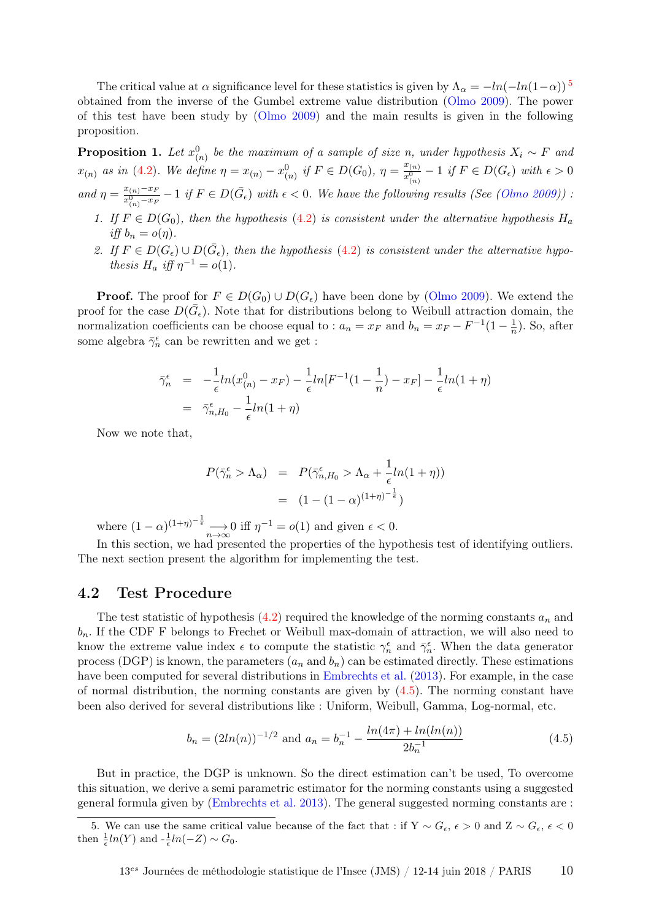The critical value at $\alpha$ significance level for these statistics is given by $\Lambda_\alpha = -ln(-ln(1-\alpha))$ [5] obtained from the inverse of the Gumbel extreme value distribution (Olmo 2009). The power of this test have been study by (Olmo 2009) and the main results is given in the following proposition.

**Proposition 1.** *Let $x^0_{(n)}$ be the maximum of a sample of size n, under hypothesis $X_i \sim F$ and $x_{(n)}$ as in (4.2). We define $\eta = x_{(n)} - x^0_{(n)}$ if $F \in D(G_0)$, $\eta = \frac{x_{(n)}}{x^0_{(n)}} - 1$ if $F \in D(G_\epsilon)$ with $\epsilon > 0$ and $\eta = \frac{x_{(n)} - x_F}{x^0_{(n)} - x_F} - 1$ if $F \in D(\bar{G}_\epsilon)$ with $\epsilon < 0$. We have the following results (See (Olmo 2009)) :*

1. *If $F \in D(G_0)$, then the hypothesis (4.2) is consistent under the alternative hypothesis $H_a$ iff $b_n = o(\eta)$.*
2. *If $F \in D(G_\epsilon) \cup D(\bar{G}_\epsilon)$, then the hypothesis (4.2) is consistent under the alternative hypothesis $H_a$ iff $\eta^{-1} = o(1)$.*

**Proof.** The proof for $F \in D(G_0) \cup D(G_\epsilon)$ have been done by (Olmo 2009). We extend the proof for the case $D(\bar{G}_\epsilon)$. Note that for distributions belong to Weibull attraction domain, the normalization coefficients can be choose equal to : $a_n = x_F$ and $b_n = x_F - F^{-1}(1 - \frac{1}{n})$. So, after some algebra $\bar{\gamma}^\epsilon_n$ can be rewritten and we get :

$$
\begin{aligned}
\bar{\gamma}^\epsilon_n &= -\frac{1}{\epsilon} ln(x^0_{(n)} - x_F) - \frac{1}{\epsilon} ln[F^{-1}(1 - \frac{1}{n}) - x_F] - \frac{1}{\epsilon} ln(1 + \eta) \\
&= \bar{\gamma}^\epsilon_{n,H_0} - \frac{1}{\epsilon} ln(1 + \eta)
\end{aligned}
$$

Now we note that,

$$
\begin{aligned}
P(\bar{\gamma}^\epsilon_n > \Lambda_\alpha) &= P(\bar{\gamma}^\epsilon_{n,H_0} > \Lambda_\alpha + \frac{1}{\epsilon} ln(1 + \eta)) \\
&= (1 - (1 - \alpha)^{(1+\eta)^{-\frac{1}{\epsilon}}})
\end{aligned}
$$

where $(1 - \alpha)^{(1+\eta)^{-\frac{1}{\epsilon}}} \underset{n \to \infty}{\longrightarrow} 0$ iff $\eta^{-1} = o(1)$ and given $\epsilon < 0$.

In this section, we had presented the properties of the hypothesis test of identifying outliers. The next section present the algorithm for implementing the test.

## 4.2 Test Procedure

The test statistic of hypothesis (4.2) required the knowledge of the norming constants $a_n$ and $b_n$. If the CDF F belongs to Frechet or Weibull max-domain of attraction, we will also need to know the extreme value index $\epsilon$ to compute the statistic $\gamma^\epsilon_n$ and $\bar{\gamma}^\epsilon_n$. When the data generator process (DGP) is known, the parameters ($a_n$ and $b_n$) can be estimated directly. These estimations have been computed for several distributions in Embrechts et al. (2013). For example, in the case of normal distribution, the norming constants are given by (4.5). The norming constant have been also derived for several distributions like : Uniform, Weibull, Gamma, Log-normal, etc.

$$
b_n = (2ln(n))^{-1/2} \text{ and } a_n = b_n^{-1} - \frac{ln(4\pi) + ln(ln(n))}{2b_n^{-1}} \tag{4.5}
$$

But in practice, the DGP is unknown. So the direct estimation can't be used, To overcome this situation, we derive a semi parametric estimator for the norming constants using a suggested general formula given by (Embrechts et al. 2013). The general suggested norming constants are :

---

5. We can use the same critical value because of the fact that : if Y $\sim G_\epsilon$, $\epsilon > 0$ and Z $\sim G_\epsilon$, $\epsilon < 0$ then $\frac{1}{\epsilon} ln(Y)$ and $-\frac{1}{\epsilon} ln(-Z) \sim G_0$.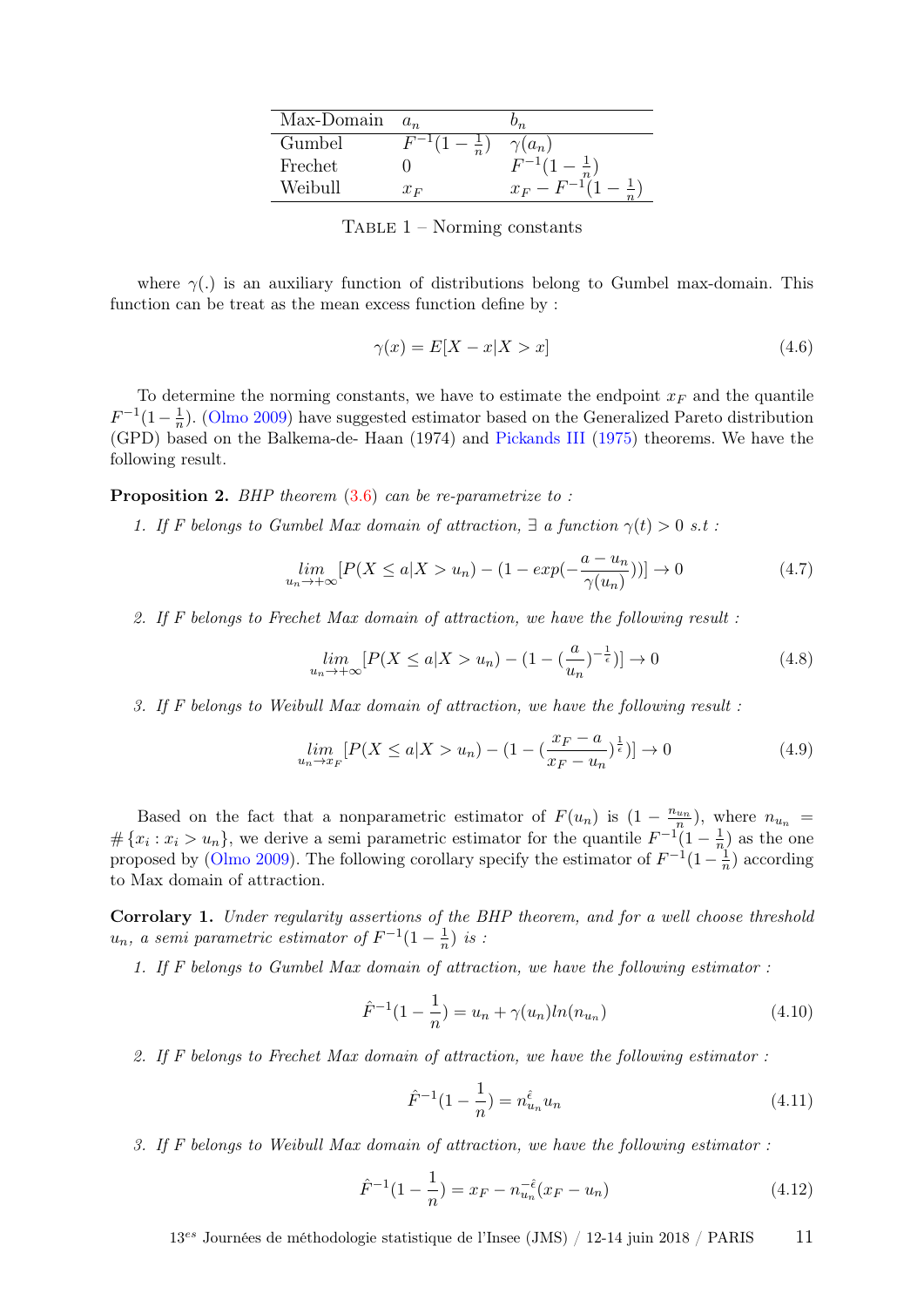| Max-Domain | $a_n$ | $b_n$ |
|---|---|---|
| Gumbel | $F^{-1}(1-\frac{1}{n})$ | $\gamma(a_n)$ |
| Frechet | 0 | $F^{-1}(1-\frac{1}{n})$ |
| Weibull | $x_F$ | $x_F - F^{-1}(1-\frac{1}{n})$ |

Table 1 – Norming constants

where $\gamma(.)$ is an auxiliary function of distributions belong to Gumbel max-domain. This function can be treat as the mean excess function define by :

$$\gamma(x) = E[X - x | X > x] \tag{4.6}$$

To determine the norming constants, we have to estimate the endpoint $x_F$ and the quantile $F^{-1}(1-\frac{1}{n})$. (Olmo 2009) have suggested estimator based on the Generalized Pareto distribution (GPD) based on the Balkema-de- Haan (1974) and Pickands III (1975) theorems. We have the following result.

**Proposition 2.** *BHP theorem (3.6) can be re-parametrize to :*

1. *If F belongs to Gumbel Max domain of attraction, $\exists$ a function $\gamma(t) > 0$ s.t :*

$$\lim_{u_n \to +\infty} [P(X \leq a | X > u_n) - (1 - exp(-\frac{a - u_n}{\gamma(u_n)}))] \to 0 \tag{4.7}$$

2. *If F belongs to Frechet Max domain of attraction, we have the following result :*

$$\lim_{u_n \to +\infty} [P(X \leq a | X > u_n) - (1 - (\frac{a}{u_n})^{-\frac{1}{\epsilon}})] \to 0 \tag{4.8}$$

3. *If F belongs to Weibull Max domain of attraction, we have the following result :*

$$\lim_{u_n \to x_F} [P(X \leq a | X > u_n) - (1 - (\frac{x_F - a}{x_F - u_n})^{\frac{1}{\epsilon}})] \to 0 \tag{4.9}$$

Based on the fact that a nonparametric estimator of $F(u_n)$ is $(1 - \frac{n_{u_n}}{n})$, where $n_{u_n} = \#\{x_i : x_i > u_n\}$, we derive a semi parametric estimator for the quantile $F^{-1}(1-\frac{1}{n})$ as the one proposed by (Olmo 2009). The following corollary specify the estimator of $F^{-1}(1-\frac{1}{n})$ according to Max domain of attraction.

**Corrolary 1.** *Under regularity assertions of the BHP theorem, and for a well choose threshold $u_n$, a semi parametric estimator of $F^{-1}(1-\frac{1}{n})$ is :*

1. *If F belongs to Gumbel Max domain of attraction, we have the following estimator :*

$$\hat{F}^{-1}(1 - \frac{1}{n}) = u_n + \gamma(u_n) ln(n_{u_n}) \tag{4.10}$$

2. *If F belongs to Frechet Max domain of attraction, we have the following estimator :*

$$\hat{F}^{-1}(1 - \frac{1}{n}) = n_{u_n}^{\hat{\epsilon}} u_n \tag{4.11}$$

3. *If F belongs to Weibull Max domain of attraction, we have the following estimator :*

$$\hat{F}^{-1}(1 - \frac{1}{n}) = x_F - n_{u_n}^{-\hat{\epsilon}} (x_F - u_n) \tag{4.12}$$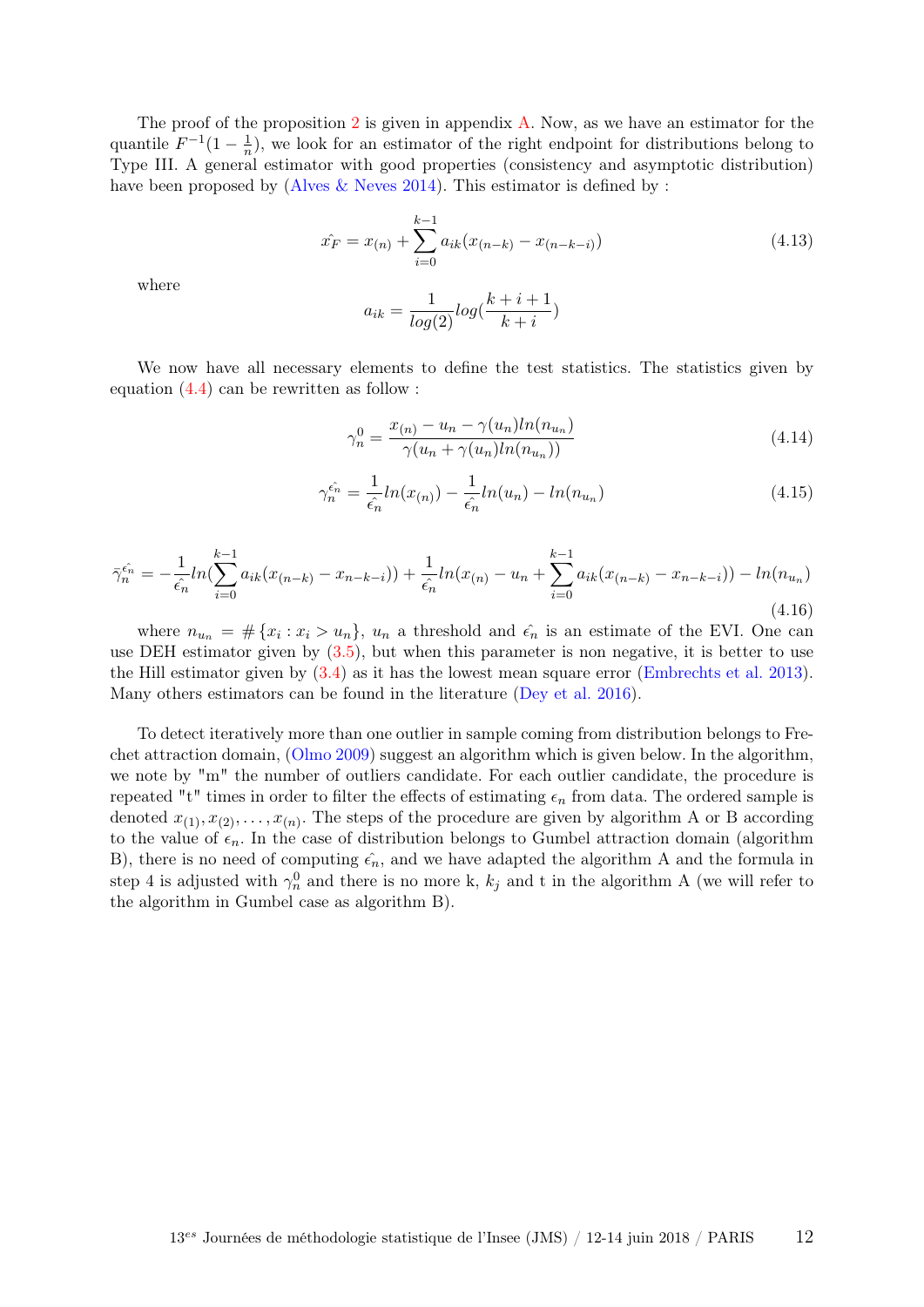The proof of the proposition 2 is given in appendix A. Now, as we have an estimator for the quantile $F^{-1}(1-\frac{1}{n})$, we look for an estimator of the right endpoint for distributions belong to Type III. A general estimator with good properties (consistency and asymptotic distribution) have been proposed by (Alves & Neves 2014). This estimator is defined by :

$$\hat{x_F} = x_{(n)} + \sum_{i=0}^{k-1} a_{ik}(x_{(n-k)} - x_{(n-k-i)}) \tag{4.13}$$

where

$$a_{ik} = \frac{1}{log(2)} log(\frac{k+i+1}{k+i})$$

We now have all necessary elements to define the test statistics. The statistics given by equation (4.4) can be rewritten as follow :

$$\gamma_n^0 = \frac{x_{(n)} - u_n - \gamma(u_n) ln(n_{u_n})}{\gamma(u_n + \gamma(u_n) ln(n_{u_n}))} \tag{4.14}$$

$$\gamma_n^{\hat{\epsilon_n}} = \frac{1}{\hat{\epsilon_n}} ln(x_{(n)}) - \frac{1}{\hat{\epsilon_n}} ln(u_n) - ln(n_{u_n}) \tag{4.15}$$

$$\bar{\gamma}_n^{\hat{\epsilon_n}} = -\frac{1}{\hat{\epsilon_n}} ln(\sum_{i=0}^{k-1} a_{ik}(x_{(n-k)} - x_{n-k-i})) + \frac{1}{\hat{\epsilon_n}} ln(x_{(n)} - u_n + \sum_{i=0}^{k-1} a_{ik}(x_{(n-k)} - x_{n-k-i})) - ln(n_{u_n}) \tag{4.16}$$

where $n_{u_n} = \#\{x_i : x_i > u_n\}$, $u_n$ a threshold and $\hat{\epsilon_n}$ is an estimate of the EVI. One can use DEH estimator given by (3.5), but when this parameter is non negative, it is better to use the Hill estimator given by (3.4) as it has the lowest mean square error (Embrechts et al. 2013). Many others estimators can be found in the literature (Dey et al. 2016).

To detect iteratively more than one outlier in sample coming from distribution belongs to Frechet attraction domain, (Olmo 2009) suggest an algorithm which is given below. In the algorithm, we note by "m" the number of outliers candidate. For each outlier candidate, the procedure is repeated "t" times in order to filter the effects of estimating $\epsilon_n$ from data. The ordered sample is denoted $x_{(1)}, x_{(2)}, \ldots, x_{(n)}$. The steps of the procedure are given by algorithm A or B according to the value of $\epsilon_n$. In the case of distribution belongs to Gumbel attraction domain (algorithm B), there is no need of computing $\hat{\epsilon_n}$, and we have adapted the algorithm A and the formula in step 4 is adjusted with $\gamma_n^0$ and there is no more k, $k_j$ and t in the algorithm A (we will refer to the algorithm in Gumbel case as algorithm B).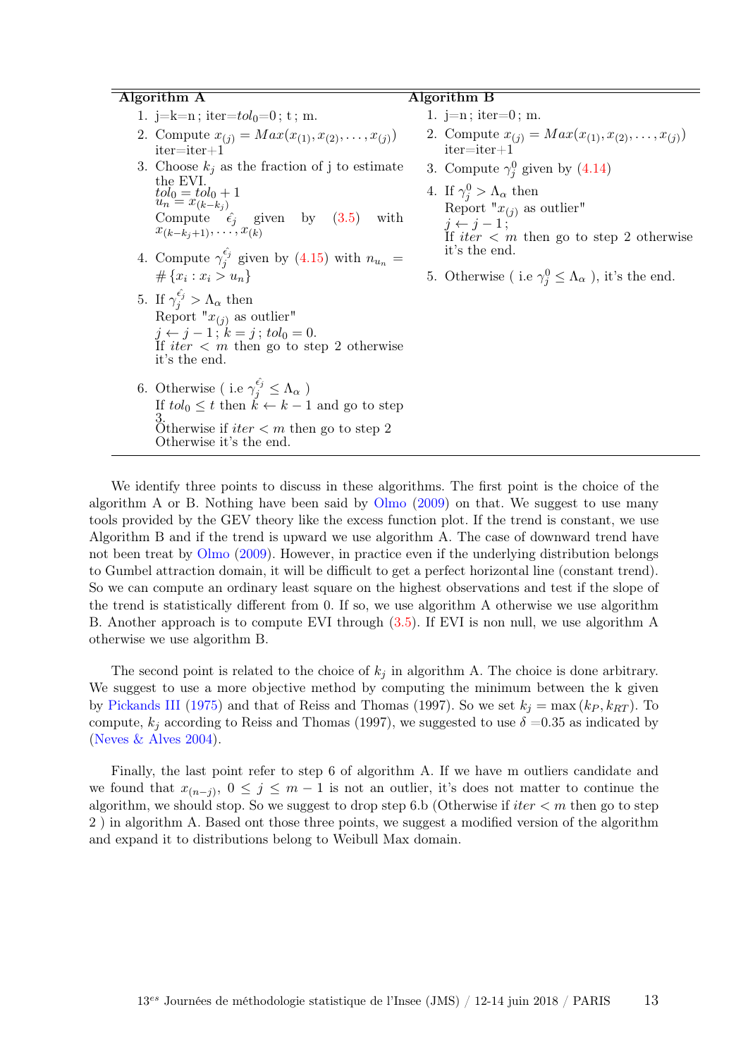**Algorithm A**

1. j=k=n ; iter=$tol_0$=0 ; t ; m.
2. Compute $x_{(j)} = Max(x_{(1)}, x_{(2)}, \ldots, x_{(j)})$
   iter=iter+1
3. Choose $k_j$ as the fraction of j to estimate the EVI.
   $tol_0 = tol_0 + 1$
   $u_n = x_{(k-k_j)}$
   Compute $\hat{\epsilon_j}$ given by (3.5) with $x_{(k-k_j+1)}, \ldots, x_{(k)}$
4. Compute $\gamma_j^{\hat{\epsilon_j}}$ given by (4.15) with $n_{u_n} = \# \{x_i : x_i > u_n\}$
5. If $\gamma_j^{\hat{\epsilon_j}} > \Lambda_\alpha$ then
   Report "$x_{(j)}$ as outlier"
   $j \leftarrow j-1$ ; $k = j$ ; $tol_0 = 0$.
   If $iter < m$ then go to step 2 otherwise it's the end.
6. Otherwise ( i.e $\gamma_j^{\hat{\epsilon_j}} \leq \Lambda_\alpha$ )
   If $tol_0 \leq t$ then $k \leftarrow k-1$ and go to step 3.
   Otherwise if $iter < m$ then go to step 2
   Otherwise it's the end.

**Algorithm B**

1. j=n ; iter=0 ; m.
2. Compute $x_{(j)} = Max(x_{(1)}, x_{(2)}, \ldots, x_{(j)})$
   iter=iter+1
3. Compute $\gamma_j^0$ given by (4.14)
4. If $\gamma_j^0 > \Lambda_\alpha$ then
   Report "$x_{(j)}$ as outlier"
   $j \leftarrow j-1$ ;
   If $iter < m$ then go to step 2 otherwise it's the end.
5. Otherwise ( i.e $\gamma_j^0 \leq \Lambda_\alpha$ ), it's the end.

We identify three points to discuss in these algorithms. The first point is the choice of the algorithm A or B. Nothing have been said by Olmo (2009) on that. We suggest to use many tools provided by the GEV theory like the excess function plot. If the trend is constant, we use Algorithm B and if the trend is upward we use algorithm A. The case of downward trend have not been treat by Olmo (2009). However, in practice even if the underlying distribution belongs to Gumbel attraction domain, it will be difficult to get a perfect horizontal line (constant trend). So we can compute an ordinary least square on the highest observations and test if the slope of the trend is statistically different from 0. If so, we use algorithm A otherwise we use algorithm B. Another approach is to compute EVI through (3.5). If EVI is non null, we use algorithm A otherwise we use algorithm B.

The second point is related to the choice of $k_j$ in algorithm A. The choice is done arbitrary. We suggest to use a more objective method by computing the minimum between the k given by Pickands III (1975) and that of Reiss and Thomas (1997). So we set $k_j = \max(k_P, k_{RT})$. To compute, $k_j$ according to Reiss and Thomas (1997), we suggested to use $\delta$ =0.35 as indicated by (Neves & Alves 2004).

Finally, the last point refer to step 6 of algorithm A. If we have m outliers candidate and we found that $x_{(n-j)}$, $0 \leq j \leq m-1$ is not an outlier, it's does not matter to continue the algorithm, we should stop. So we suggest to drop step 6.b (Otherwise if $iter < m$ then go to step 2 ) in algorithm A. Based ont those three points, we suggest a modified version of the algorithm and expand it to distributions belong to Weibull Max domain.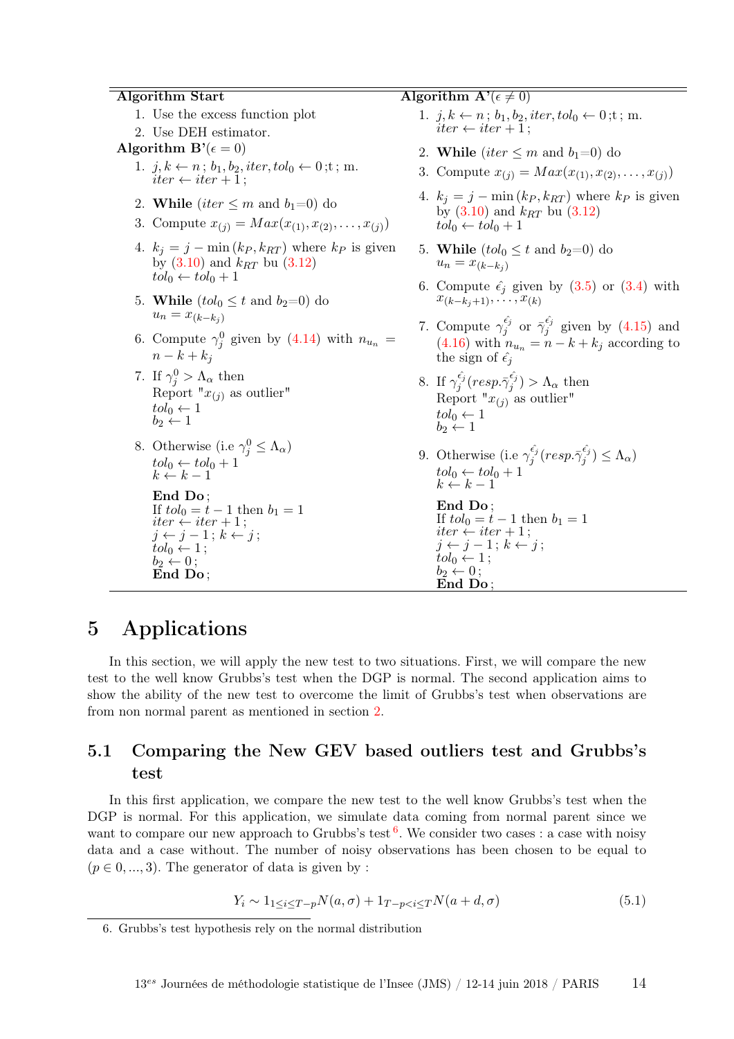**Algorithm Start**

1. Use the excess function plot
2. Use DEH estimator.

**Algorithm B'**($\epsilon = 0$)

1. $j, k \leftarrow n$ ; $b_1, b_2, iter, tol_0 \leftarrow 0$ ;t ; m.
   $iter \leftarrow iter + 1$ ;
2. **While** ($iter \leq m$ and $b_1$=0) do
3. Compute $x_{(j)} = Max(x_{(1)}, x_{(2)}, \ldots, x_{(j)})$
4. $k_j = j - \min(k_P, k_{RT})$ where $k_P$ is given by (3.10) and $k_{RT}$ bu (3.12)
   $tol_0 \leftarrow tol_0 + 1$
5. **While** ($tol_0 \leq t$ and $b_2$=0) do
   $u_n = x_{(k-k_j)}$
6. Compute $\gamma_j^0$ given by (4.14) with $n_{u_n} = n - k + k_j$
7. If $\gamma_j^0 > \Lambda_\alpha$ then
   Report "$x_{(j)}$ as outlier"
   $tol_0 \leftarrow 1$
   $b_2 \leftarrow 1$
8. Otherwise (i.e $\gamma_j^0 \leq \Lambda_\alpha$)
   $tol_0 \leftarrow tol_0 + 1$
   $k \leftarrow k - 1$

   **End Do** ;
   If $tol_0 = t - 1$ then $b_1 = 1$
   $iter \leftarrow iter + 1$ ;
   $j \leftarrow j - 1$ ; $k \leftarrow j$ ;
   $tol_0 \leftarrow 1$ ;
   $b_2 \leftarrow 0$ ;
   **End Do** ;

**Algorithm A'**($\epsilon \neq 0$)

1. $j, k \leftarrow n$ ; $b_1, b_2, iter, tol_0 \leftarrow 0$ ;t ; m.
   $iter \leftarrow iter + 1$ ;
2. **While** ($iter \leq m$ and $b_1$=0) do
3. Compute $x_{(j)} = Max(x_{(1)}, x_{(2)}, \ldots, x_{(j)})$
4. $k_j = j - \min(k_P, k_{RT})$ where $k_P$ is given by (3.10) and $k_{RT}$ bu (3.12)
   $tol_0 \leftarrow tol_0 + 1$
5. **While** ($tol_0 \leq t$ and $b_2$=0) do
   $u_n = x_{(k-k_j)}$
6. Compute $\hat{\epsilon_j}$ given by (3.5) or (3.4) with $x_{(k-k_j+1)}, \ldots, x_{(k)}$
7. Compute $\gamma_j^{\hat{\epsilon_j}}$ or $\bar{\gamma}_j^{\hat{\epsilon_j}}$ given by (4.15) and (4.16) with $n_{u_n} = n - k + k_j$ according to the sign of $\hat{\epsilon_j}$
8. If $\gamma_j^{\hat{\epsilon_j}} (resp. \bar{\gamma}_j^{\hat{\epsilon_j}}) > \Lambda_\alpha$ then
   Report "$x_{(j)}$ as outlier"
   $tol_0 \leftarrow 1$
   $b_2 \leftarrow 1$
9. Otherwise (i.e $\gamma_j^{\hat{\epsilon_j}} (resp. \bar{\gamma}_j^{\hat{\epsilon_j}}) \leq \Lambda_\alpha$)
   $tol_0 \leftarrow tol_0 + 1$
   $k \leftarrow k - 1$

   **End Do** ;
   If $tol_0 = t - 1$ then $b_1 = 1$
   $iter \leftarrow iter + 1$ ;
   $j \leftarrow j - 1$ ; $k \leftarrow j$ ;
   $tol_0 \leftarrow 1$ ;
   $b_2 \leftarrow 0$ ;
   **End Do** ;

# 5 Applications

In this section, we will apply the new test to two situations. First, we will compare the new test to the well know Grubbs's test when the DGP is normal. The second application aims to show the ability of the new test to overcome the limit of Grubbs's test when observations are from non normal parent as mentioned in section 2.

## 5.1 Comparing the New GEV based outliers test and Grubbs's test

In this first application, we compare the new test to the well know Grubbs's test when the DGP is normal. For this application, we simulate data coming from normal parent since we want to compare our new approach to Grubbs's test [6]. We consider two cases : a case with noisy data and a case without. The number of noisy observations has been chosen to be equal to ($p \in 0, ..., 3$). The generator of data is given by :

$$Y_i \sim 1_{1 \leq i \leq T-p} N(a, \sigma) + 1_{T-p < i \leq T} N(a + d, \sigma) \tag{5.1}$$

6. Grubbs's test hypothesis rely on the normal distribution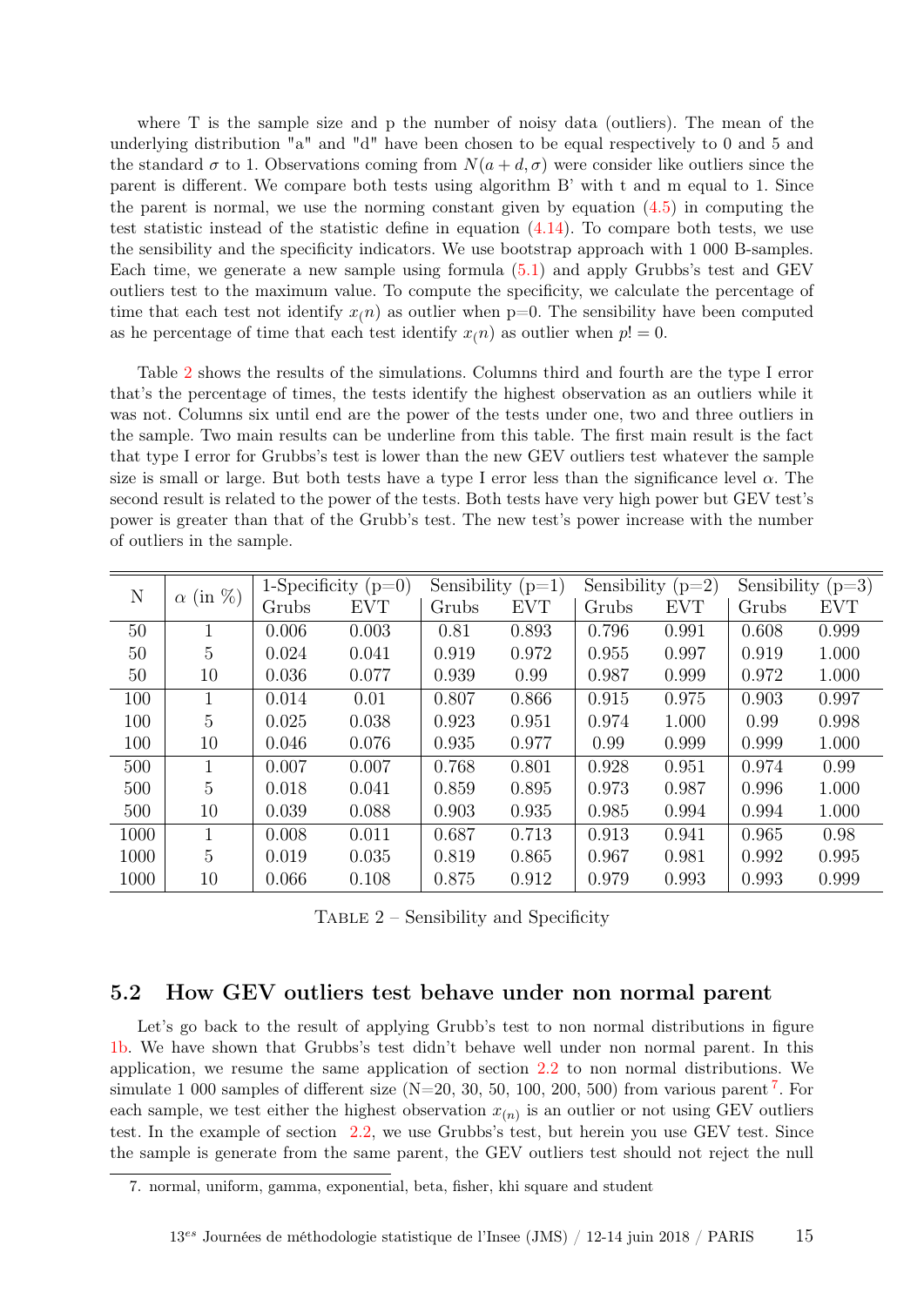where T is the sample size and p the number of noisy data (outliers). The mean of the underlying distribution "a" and "d" have been chosen to be equal respectively to 0 and 5 and the standard $\sigma$ to 1. Observations coming from $N(a+d, \sigma)$ were consider like outliers since the parent is different. We compare both tests using algorithm B' with t and m equal to 1. Since the parent is normal, we use the norming constant given by equation (4.5) in computing the test statistic instead of the statistic define in equation (4.14). To compare both tests, we use the sensibility and the specificity indicators. We use bootstrap approach with 1 000 B-samples. Each time, we generate a new sample using formula (5.1) and apply Grubbs's test and GEV outliers test to the maximum value. To compute the specificity, we calculate the percentage of time that each test not identify $x_(n)$ as outlier when p=0. The sensibility have been computed as he percentage of time that each test identify $x_(n)$ as outlier when $p! = 0$.

Table 2 shows the results of the simulations. Columns third and fourth are the type I error that's the percentage of times, the tests identify the highest observation as an outliers while it was not. Columns six until end are the power of the tests under one, two and three outliers in the sample. Two main results can be underline from this table. The first main result is the fact that type I error for Grubbs's test is lower than the new GEV outliers test whatever the sample size is small or large. But both tests have a type I error less than the significance level $\alpha$. The second result is related to the power of the tests. Both tests have very high power but GEV test's power is greater than that of the Grubb's test. The new test's power increase with the number of outliers in the sample.

| N | $\alpha$ (in %) | 1-Specificity (p=0) | | Sensibility (p=1) | | Sensibility (p=2) | | Sensibility (p=3) | |
|---|---|---|---|---|---|---|---|---|---|
| | | Grubs | EVT | Grubs | EVT | Grubs | EVT | Grubs | EVT |
| 50 | 1 | 0.006 | 0.003 | 0.81 | 0.893 | 0.796 | 0.991 | 0.608 | 0.999 |
| 50 | 5 | 0.024 | 0.041 | 0.919 | 0.972 | 0.955 | 0.997 | 0.919 | 1.000 |
| 50 | 10 | 0.036 | 0.077 | 0.939 | 0.99 | 0.987 | 0.999 | 0.972 | 1.000 |
| 100 | 1 | 0.014 | 0.01 | 0.807 | 0.866 | 0.915 | 0.975 | 0.903 | 0.997 |
| 100 | 5 | 0.025 | 0.038 | 0.923 | 0.951 | 0.974 | 1.000 | 0.99 | 0.998 |
| 100 | 10 | 0.046 | 0.076 | 0.935 | 0.977 | 0.99 | 0.999 | 0.999 | 1.000 |
| 500 | 1 | 0.007 | 0.007 | 0.768 | 0.801 | 0.928 | 0.951 | 0.974 | 0.99 |
| 500 | 5 | 0.018 | 0.041 | 0.859 | 0.895 | 0.973 | 0.987 | 0.996 | 1.000 |
| 500 | 10 | 0.039 | 0.088 | 0.903 | 0.935 | 0.985 | 0.994 | 0.994 | 1.000 |
| 1000 | 1 | 0.008 | 0.011 | 0.687 | 0.713 | 0.913 | 0.941 | 0.965 | 0.98 |
| 1000 | 5 | 0.019 | 0.035 | 0.819 | 0.865 | 0.967 | 0.981 | 0.992 | 0.995 |
| 1000 | 10 | 0.066 | 0.108 | 0.875 | 0.912 | 0.979 | 0.993 | 0.993 | 0.999 |

TABLE 2 – Sensibility and Specificity

## 5.2 How GEV outliers test behave under non normal parent

Let's go back to the result of applying Grubb's test to non normal distributions in figure 1b. We have shown that Grubbs's test didn't behave well under non normal parent. In this application, we resume the same application of section 2.2 to non normal distributions. We simulate 1 000 samples of different size (N=20, 30, 50, 100, 200, 500) from various parent[7]. For each sample, we test either the highest observation $x_{(n)}$ is an outlier or not using GEV outliers test. In the example of section 2.2, we use Grubbs's test, but herein you use GEV test. Since the sample is generate from the same parent, the GEV outliers test should not reject the null

7. normal, uniform, gamma, exponential, beta, fisher, khi square and student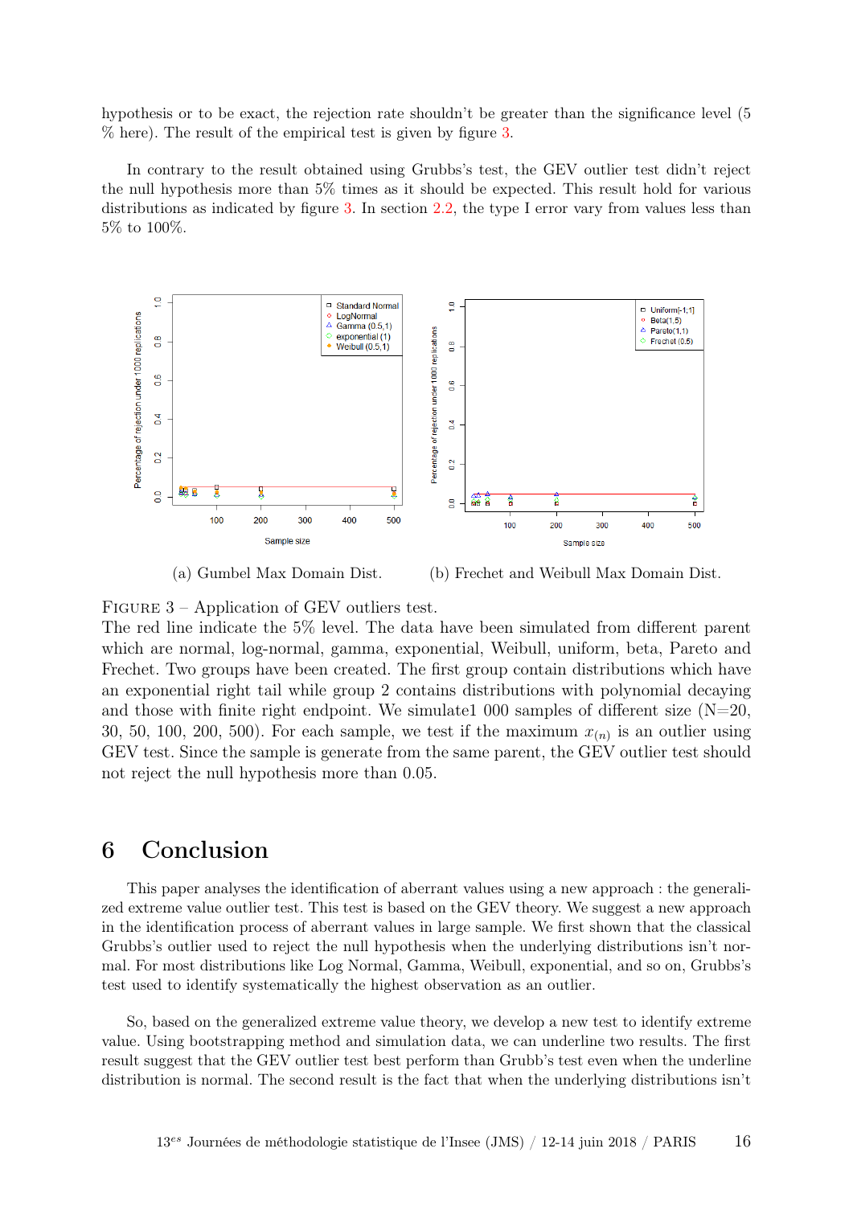hypothesis or to be exact, the rejection rate shouldn't be greater than the significance level (5 % here). The result of the empirical test is given by figure 3.

In contrary to the result obtained using Grubbs's test, the GEV outlier test didn't reject the null hypothesis more than 5% times as it should be expected. This result hold for various distributions as indicated by figure 3. In section 2.2, the type I error vary from values less than 5% to 100%.

(a) Gumbel Max Domain Dist.

(b) Frechet and Weibull Max Domain Dist.

FIGURE 3 – Application of GEV outliers test.
The red line indicate the 5% level. The data have been simulated from different parent which are normal, log-normal, gamma, exponential, Weibull, uniform, beta, Pareto and Frechet. Two groups have been created. The first group contain distributions which have an exponential right tail while group 2 contains distributions with polynomial decaying and those with finite right endpoint. We simulate1 000 samples of different size (N=20, 30, 50, 100, 200, 500). For each sample, we test if the maximum $x_{(n)}$ is an outlier using GEV test. Since the sample is generate from the same parent, the GEV outlier test should not reject the null hypothesis more than 0.05.

# 6 Conclusion

This paper analyses the identification of aberrant values using a new approach : the generalized extreme value outlier test. This test is based on the GEV theory. We suggest a new approach in the identification process of aberrant values in large sample. We first shown that the classical Grubbs's outlier used to reject the null hypothesis when the underlying distributions isn't normal. For most distributions like Log Normal, Gamma, Weibull, exponential, and so on, Grubbs's test used to identify systematically the highest observation as an outlier.

So, based on the generalized extreme value theory, we develop a new test to identify extreme value. Using bootstrapping method and simulation data, we can underline two results. The first result suggest that the GEV outlier test best perform than Grubb's test even when the underline distribution is normal. The second result is the fact that when the underlying distributions isn't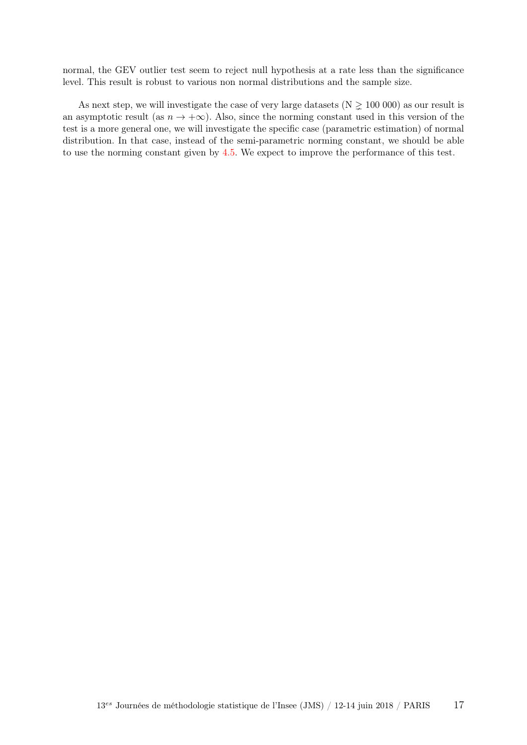normal, the GEV outlier test seem to reject null hypothesis at a rate less than the significance level. This result is robust to various non normal distributions and the sample size.

As next step, we will investigate the case of very large datasets (N $\gtrsim$ 100 000) as our result is an asymptotic result (as $n \to +\infty$). Also, since the norming constant used in this version of the test is a more general one, we will investigate the specific case (parametric estimation) of normal distribution. In that case, instead of the semi-parametric norming constant, we should be able to use the norming constant given by 4.5. We expect to improve the performance of this test.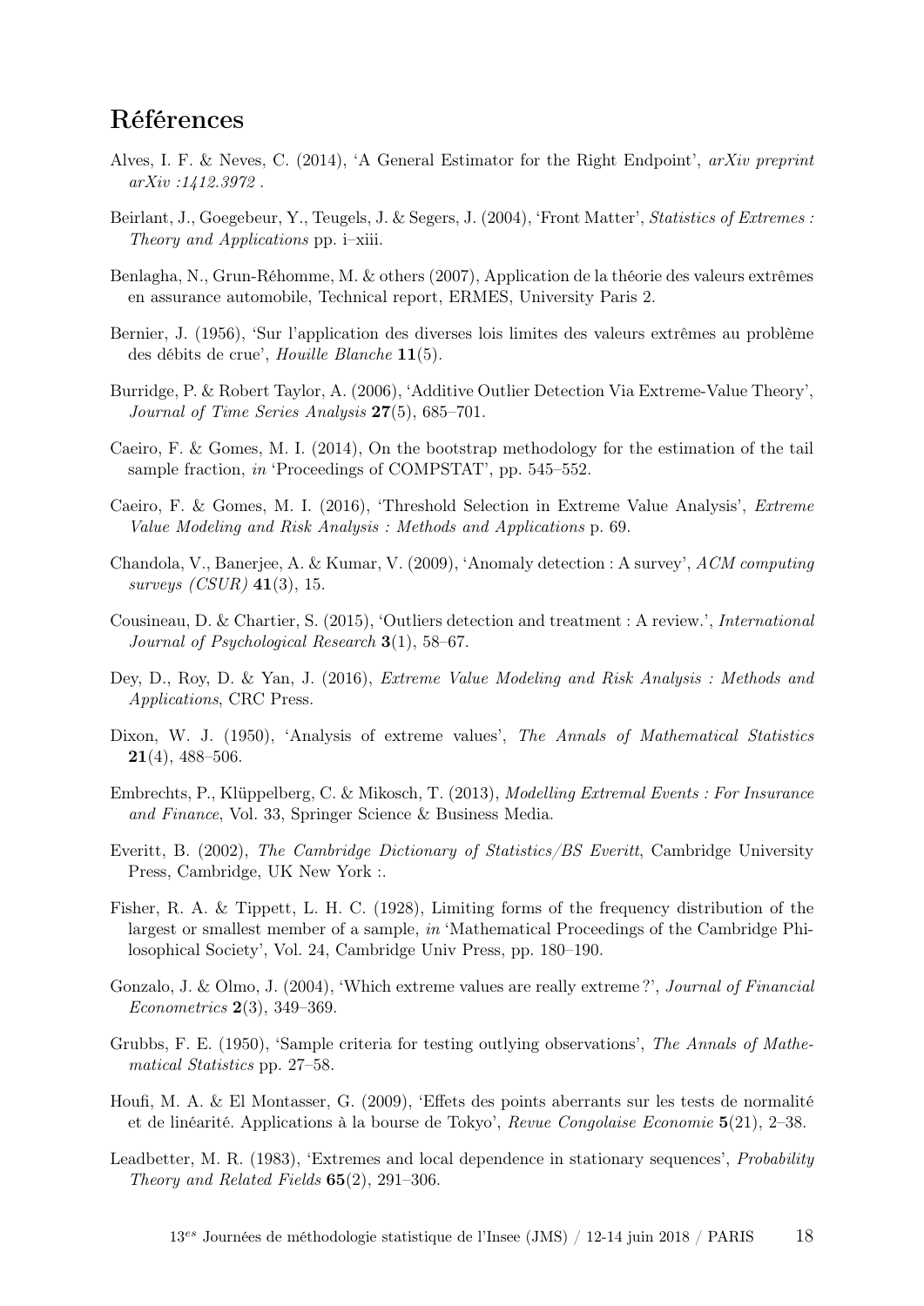# Références

Alves, I. F. & Neves, C. (2014), 'A General Estimator for the Right Endpoint', *arXiv preprint arXiv :1412.3972* .

Beirlant, J., Goegebeur, Y., Teugels, J. & Segers, J. (2004), 'Front Matter', *Statistics of Extremes : Theory and Applications* pp. i–xiii.

Benlagha, N., Grun-Réhomme, M. & others (2007), Application de la théorie des valeurs extrêmes en assurance automobile, Technical report, ERMES, University Paris 2.

Bernier, J. (1956), 'Sur l'application des diverses lois limites des valeurs extrêmes au problème des débits de crue', *Houille Blanche* **11**(5).

Burridge, P. & Robert Taylor, A. (2006), 'Additive Outlier Detection Via Extreme-Value Theory', *Journal of Time Series Analysis* **27**(5), 685–701.

Caeiro, F. & Gomes, M. I. (2014), On the bootstrap methodology for the estimation of the tail sample fraction, *in* 'Proceedings of COMPSTAT', pp. 545–552.

Caeiro, F. & Gomes, M. I. (2016), 'Threshold Selection in Extreme Value Analysis', *Extreme Value Modeling and Risk Analysis : Methods and Applications* p. 69.

Chandola, V., Banerjee, A. & Kumar, V. (2009), 'Anomaly detection : A survey', *ACM computing surveys (CSUR)* **41**(3), 15.

Cousineau, D. & Chartier, S. (2015), 'Outliers detection and treatment : A review.', *International Journal of Psychological Research* **3**(1), 58–67.

Dey, D., Roy, D. & Yan, J. (2016), *Extreme Value Modeling and Risk Analysis : Methods and Applications*, CRC Press.

Dixon, W. J. (1950), 'Analysis of extreme values', *The Annals of Mathematical Statistics* **21**(4), 488–506.

Embrechts, P., Klüppelberg, C. & Mikosch, T. (2013), *Modelling Extremal Events : For Insurance and Finance*, Vol. 33, Springer Science & Business Media.

Everitt, B. (2002), *The Cambridge Dictionary of Statistics/BS Everitt*, Cambridge University Press, Cambridge, UK New York :.

Fisher, R. A. & Tippett, L. H. C. (1928), Limiting forms of the frequency distribution of the largest or smallest member of a sample, *in* 'Mathematical Proceedings of the Cambridge Philosophical Society', Vol. 24, Cambridge Univ Press, pp. 180–190.

Gonzalo, J. & Olmo, J. (2004), 'Which extreme values are really extreme ?', *Journal of Financial Econometrics* **2**(3), 349–369.

Grubbs, F. E. (1950), 'Sample criteria for testing outlying observations', *The Annals of Mathematical Statistics* pp. 27–58.

Houfi, M. A. & El Montasser, G. (2009), 'Effets des points aberrants sur les tests de normalité et de linéarité. Applications à la bourse de Tokyo', *Revue Congolaise Economie* **5**(21), 2–38.

Leadbetter, M. R. (1983), 'Extremes and local dependence in stationary sequences', *Probability Theory and Related Fields* **65**(2), 291–306.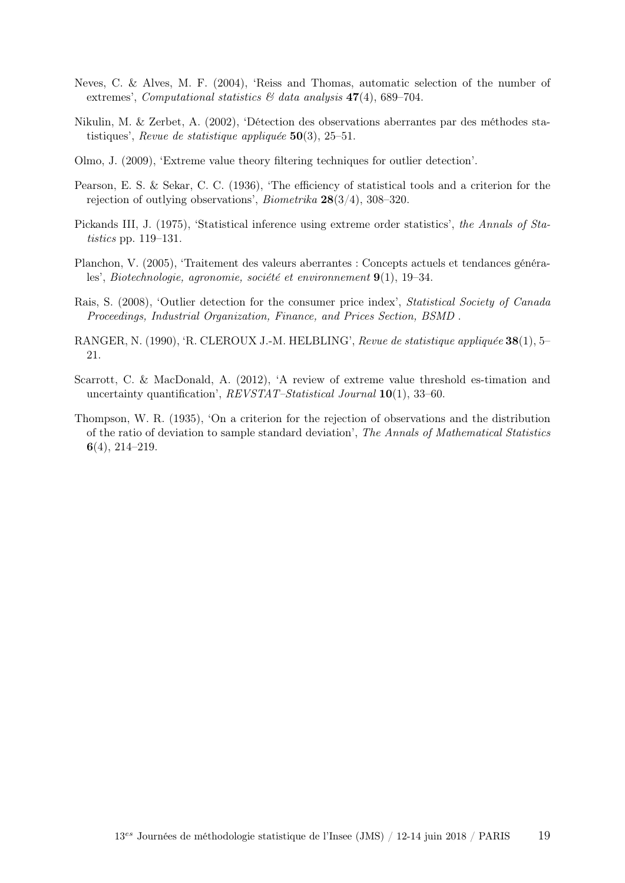Neves, C. & Alves, M. F. (2004), 'Reiss and Thomas, automatic selection of the number of extremes', *Computational statistics & data analysis* **47**(4), 689–704.

Nikulin, M. & Zerbet, A. (2002), 'Détection des observations aberrantes par des méthodes statistiques', *Revue de statistique appliquée* **50**(3), 25–51.

Olmo, J. (2009), 'Extreme value theory filtering techniques for outlier detection'.

Pearson, E. S. & Sekar, C. C. (1936), 'The efficiency of statistical tools and a criterion for the rejection of outlying observations', *Biometrika* **28**(3/4), 308–320.

Pickands III, J. (1975), 'Statistical inference using extreme order statistics', *the Annals of Statistics* pp. 119–131.

Planchon, V. (2005), 'Traitement des valeurs aberrantes : Concepts actuels et tendances générales', *Biotechnologie, agronomie, société et environnement* **9**(1), 19–34.

Rais, S. (2008), 'Outlier detection for the consumer price index', *Statistical Society of Canada Proceedings, Industrial Organization, Finance, and Prices Section, BSMD* .

RANGER, N. (1990), 'R. CLEROUX J.-M. HELBLING', *Revue de statistique appliquée* **38**(1), 5–21.

Scarrott, C. & MacDonald, A. (2012), 'A review of extreme value threshold es-timation and uncertainty quantification', *REVSTAT–Statistical Journal* **10**(1), 33–60.

Thompson, W. R. (1935), 'On a criterion for the rejection of observations and the distribution of the ratio of deviation to sample standard deviation', *The Annals of Mathematical Statistics* **6**(4), 214–219.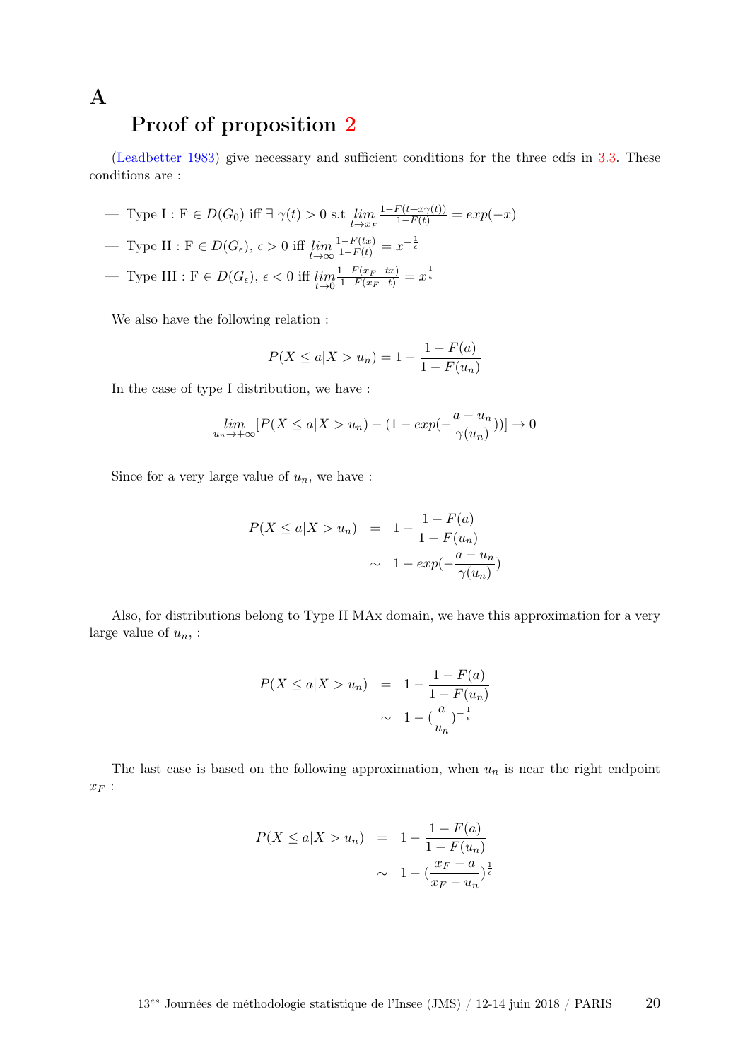# A

## Proof of proposition 2

(Leadbetter 1983) give necessary and sufficient conditions for the three cdfs in 3.3. These conditions are :

- Type I : F $\in D(G_0)$ iff $\exists\ \gamma(t) > 0$ s.t $\lim\limits_{t \to x_F} \frac{1-F(t+x\gamma(t))}{1-F(t)} = exp(-x)$
- Type II : F $\in D(G_\epsilon)$, $\epsilon > 0$ iff $\lim\limits_{t \to \infty} \frac{1-F(tx)}{1-F(t)} = x^{-\frac{1}{\epsilon}}$
- Type III : F $\in D(G_\epsilon)$, $\epsilon < 0$ iff $\lim\limits_{t \to 0} \frac{1-F(x_F - tx)}{1-F(x_F - t)} = x^{\frac{1}{\epsilon}}$

We also have the following relation :

$$P(X \leq a | X > u_n) = 1 - \frac{1-F(a)}{1-F(u_n)}$$

In the case of type I distribution, we have :

$$\lim_{u_n \to +\infty} [P(X \leq a | X > u_n) - (1 - exp(-\frac{a-u_n}{\gamma(u_n)}))] \to 0$$

Since for a very large value of $u_n$, we have :

$$\begin{aligned} P(X \leq a | X > u_n) &= 1 - \frac{1-F(a)}{1-F(u_n)} \\ &\sim 1 - exp(-\frac{a-u_n}{\gamma(u_n)}) \end{aligned}$$

Also, for distributions belong to Type II MAx domain, we have this approximation for a very large value of $u_n$, :

$$\begin{aligned} P(X \leq a | X > u_n) &= 1 - \frac{1-F(a)}{1-F(u_n)} \\ &\sim 1 - (\frac{a}{u_n})^{-\frac{1}{\epsilon}} \end{aligned}$$

The last case is based on the following approximation, when $u_n$ is near the right endpoint $x_F$ :

$$\begin{aligned} P(X \leq a | X > u_n) &= 1 - \frac{1-F(a)}{1-F(u_n)} \\ &\sim 1 - (\frac{x_F - a}{x_F - u_n})^{\frac{1}{\epsilon}} \end{aligned}$$